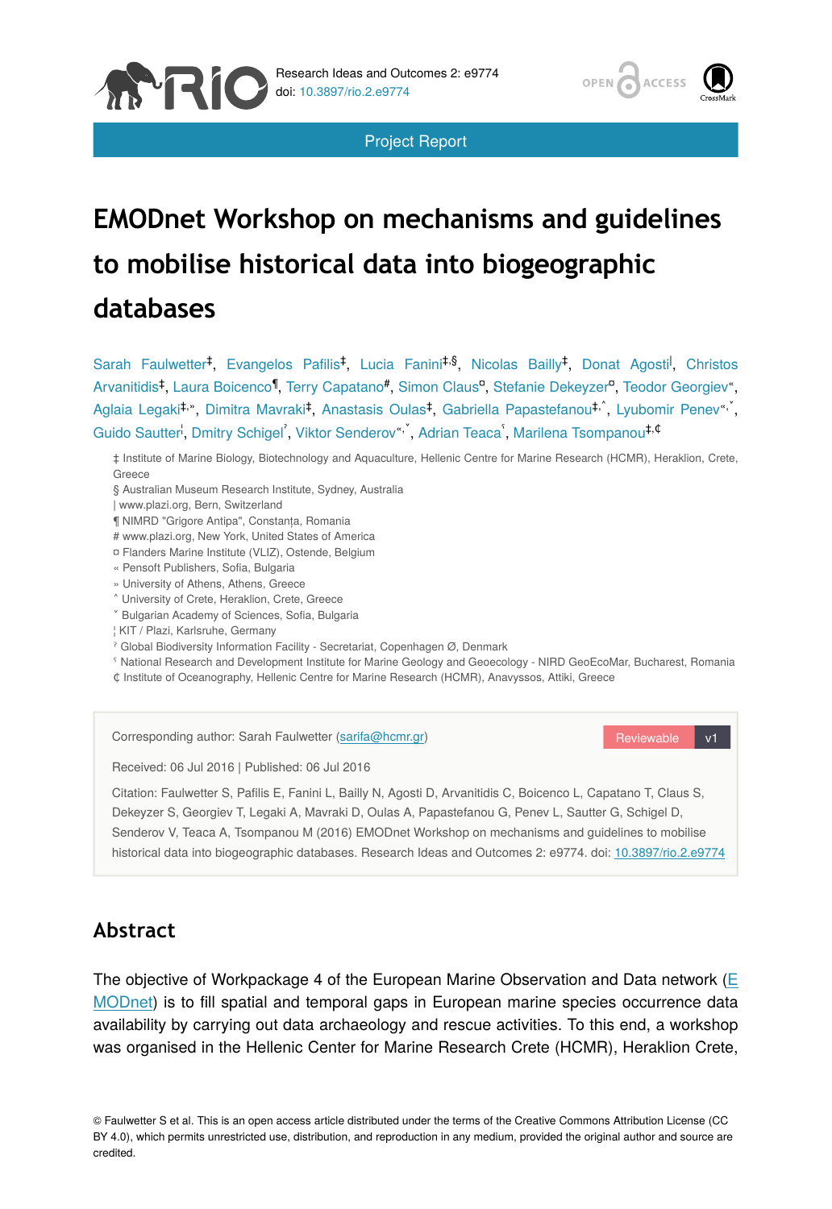Project Report

# EMODnet Workshop on mechanisms and guidelines to mobilise historical data into biogeographic databases

Sarah Faulwetter[‡], Evangelos Pafilis[‡], Lucia Fanini[‡,§], Nicolas Bailly[‡], Donat Agosti[|], Christos Arvanitidis[‡], Laura Boicenco[¶], Terry Capatano[#], Simon Claus[¤], Stefanie Dekeyzer[¤], Teodor Georgiev[«], Aglaia Legaki[‡,»], Dimitra Mavraki[‡], Anastasis Oulas[‡], Gabriella Papastefanou[‡,˄], Lyubomir Penev[«,˅], Guido Sautter[¦], Dmitry Schigel[ˀ], Viktor Senderov[«,˅], Adrian Teaca[ˁ], Marilena Tsompanou[‡,¢]

‡ Institute of Marine Biology, Biotechnology and Aquaculture, Hellenic Centre for Marine Research (HCMR), Heraklion, Crete, Greece

§ Australian Museum Research Institute, Sydney, Australia

| www.plazi.org, Bern, Switzerland

¶ NIMRD "Grigore Antipa", Constanţa, Romania

# www.plazi.org, New York, United States of America

¤ Flanders Marine Institute (VLIZ), Ostende, Belgium

« Pensoft Publishers, Sofia, Bulgaria

» University of Athens, Athens, Greece

˄ University of Crete, Heraklion, Crete, Greece

˅ Bulgarian Academy of Sciences, Sofia, Bulgaria

¦ KIT / Plazi, Karlsruhe, Germany

ˀ Global Biodiversity Information Facility - Secretariat, Copenhagen Ø, Denmark

ˁ National Research and Development Institute for Marine Geology and Geoecology - NIRD GeoEcoMar, Bucharest, Romania

¢ Institute of Oceanography, Hellenic Centre for Marine Research (HCMR), Anavyssos, Attiki, Greece

Corresponding author: Sarah Faulwetter (sarifa@hcmr.gr)

Reviewable v1

Received: 06 Jul 2016 | Published: 06 Jul 2016

Citation: Faulwetter S, Pafilis E, Fanini L, Bailly N, Agosti D, Arvanitidis C, Boicenco L, Capatano T, Claus S, Dekeyzer S, Georgiev T, Legaki A, Mavraki D, Oulas A, Papastefanou G, Penev L, Sautter G, Schigel D, Senderov V, Teaca A, Tsompanou M (2016) EMODnet Workshop on mechanisms and guidelines to mobilise historical data into biogeographic databases. Research Ideas and Outcomes 2: e9774. doi: 10.3897/rio.2.e9774

## Abstract

The objective of Workpackage 4 of the European Marine Observation and Data network (EMODnet) is to fill spatial and temporal gaps in European marine species occurrence data availability by carrying out data archaeology and rescue activities. To this end, a workshop was organised in the Hellenic Center for Marine Research Crete (HCMR), Heraklion Crete,

© Faulwetter S et al. This is an open access article distributed under the terms of the Creative Commons Attribution License (CC BY 4.0), which permits unrestricted use, distribution, and reproduction in any medium, provided the original author and source are credited.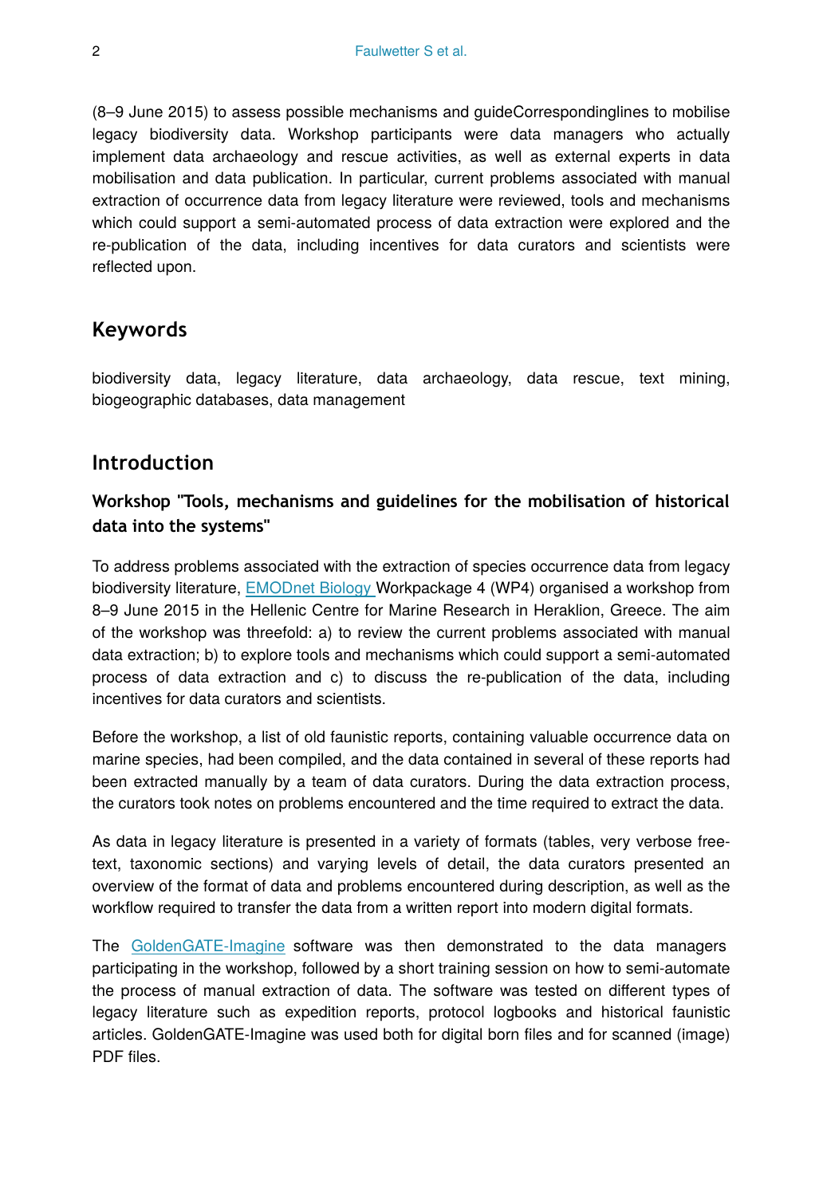(8–9 June 2015) to assess possible mechanisms and guideCorrespondinglines to mobilise legacy biodiversity data. Workshop participants were data managers who actually implement data archaeology and rescue activities, as well as external experts in data mobilisation and data publication. In particular, current problems associated with manual extraction of occurrence data from legacy literature were reviewed, tools and mechanisms which could support a semi-automated process of data extraction were explored and the re-publication of the data, including incentives for data curators and scientists were reflected upon.

## Keywords

biodiversity data, legacy literature, data archaeology, data rescue, text mining, biogeographic databases, data management

## Introduction

### Workshop "Tools, mechanisms and guidelines for the mobilisation of historical data into the systems"

To address problems associated with the extraction of species occurrence data from legacy biodiversity literature, EMODnet Biology Workpackage 4 (WP4) organised a workshop from 8–9 June 2015 in the Hellenic Centre for Marine Research in Heraklion, Greece. The aim of the workshop was threefold: a) to review the current problems associated with manual data extraction; b) to explore tools and mechanisms which could support a semi-automated process of data extraction and c) to discuss the re-publication of the data, including incentives for data curators and scientists.

Before the workshop, a list of old faunistic reports, containing valuable occurrence data on marine species, had been compiled, and the data contained in several of these reports had been extracted manually by a team of data curators. During the data extraction process, the curators took notes on problems encountered and the time required to extract the data.

As data in legacy literature is presented in a variety of formats (tables, very verbose free-text, taxonomic sections) and varying levels of detail, the data curators presented an overview of the format of data and problems encountered during description, as well as the workflow required to transfer the data from a written report into modern digital formats.

The GoldenGATE-Imagine software was then demonstrated to the data managers participating in the workshop, followed by a short training session on how to semi-automate the process of manual extraction of data. The software was tested on different types of legacy literature such as expedition reports, protocol logbooks and historical faunistic articles. GoldenGATE-Imagine was used both for digital born files and for scanned (image) PDF files.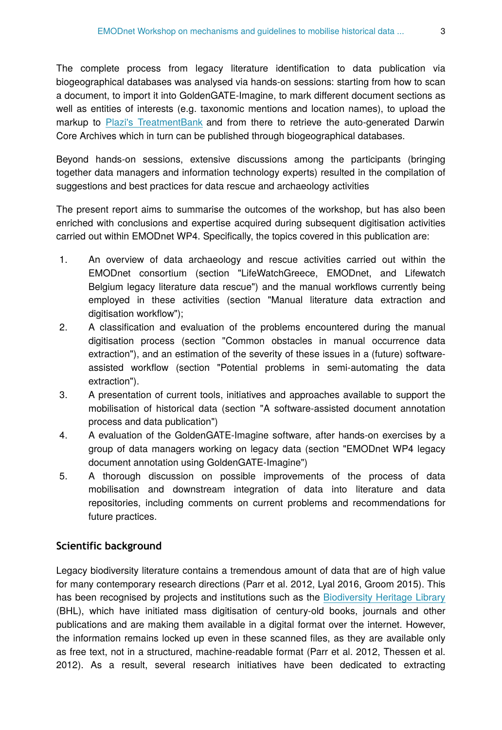The complete process from legacy literature identification to data publication via biogeographical databases was analysed via hands-on sessions: starting from how to scan a document, to import it into GoldenGATE-Imagine, to mark different document sections as well as entities of interests (e.g. taxonomic mentions and location names), to upload the markup to Plazi's TreatmentBank and from there to retrieve the auto-generated Darwin Core Archives which in turn can be published through biogeographical databases.

Beyond hands-on sessions, extensive discussions among the participants (bringing together data managers and information technology experts) resulted in the compilation of suggestions and best practices for data rescue and archaeology activities

The present report aims to summarise the outcomes of the workshop, but has also been enriched with conclusions and expertise acquired during subsequent digitisation activities carried out within EMODnet WP4. Specifically, the topics covered in this publication are:

1. An overview of data archaeology and rescue activities carried out within the EMODnet consortium (section "LifeWatchGreece, EMODnet, and Lifewatch Belgium legacy literature data rescue") and the manual workflows currently being employed in these activities (section "Manual literature data extraction and digitisation workflow");
2. A classification and evaluation of the problems encountered during the manual digitisation process (section "Common obstacles in manual occurrence data extraction"), and an estimation of the severity of these issues in a (future) software-assisted workflow (section "Potential problems in semi-automating the data extraction").
3. A presentation of current tools, initiatives and approaches available to support the mobilisation of historical data (section "A software-assisted document annotation process and data publication")
4. A evaluation of the GoldenGATE-Imagine software, after hands-on exercises by a group of data managers working on legacy data (section "EMODnet WP4 legacy document annotation using GoldenGATE-Imagine")
5. A thorough discussion on possible improvements of the process of data mobilisation and downstream integration of data into literature and data repositories, including comments on current problems and recommendations for future practices.

## Scientific background

Legacy biodiversity literature contains a tremendous amount of data that are of high value for many contemporary research directions (Parr et al. 2012, Lyal 2016, Groom 2015). This has been recognised by projects and institutions such as the Biodiversity Heritage Library (BHL), which have initiated mass digitisation of century-old books, journals and other publications and are making them available in a digital format over the internet. However, the information remains locked up even in these scanned files, as they are available only as free text, not in a structured, machine-readable format (Parr et al. 2012, Thessen et al. 2012). As a result, several research initiatives have been dedicated to extracting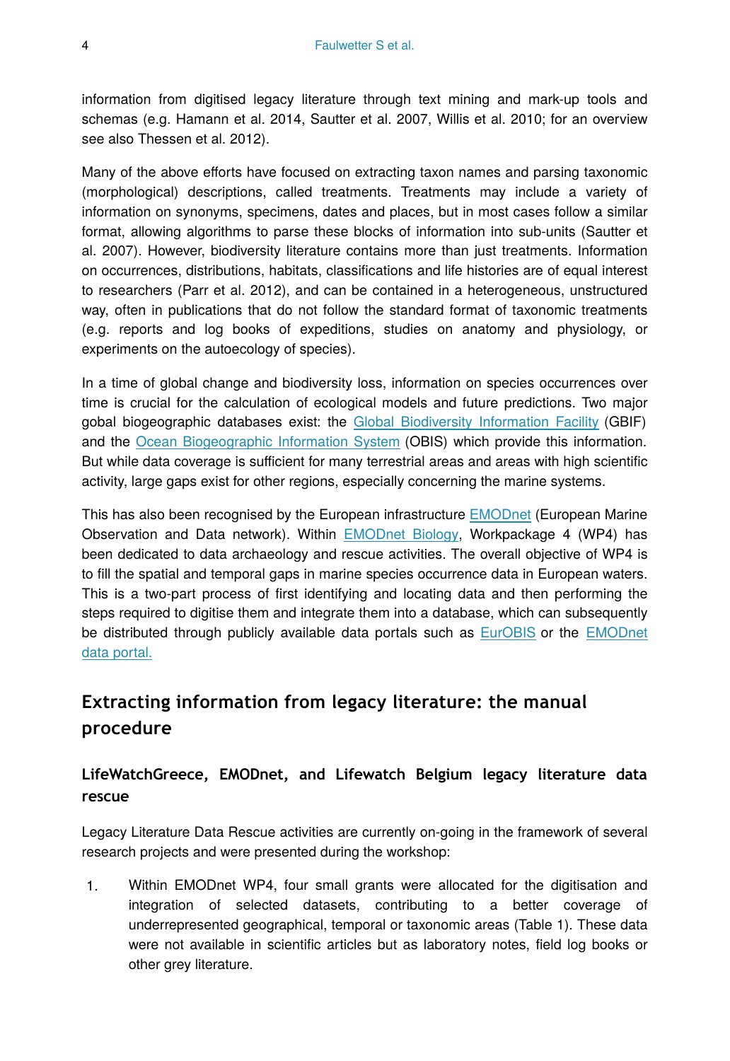information from digitised legacy literature through text mining and mark-up tools and schemas (e.g. Hamann et al. 2014, Sautter et al. 2007, Willis et al. 2010; for an overview see also Thessen et al. 2012).

Many of the above efforts have focused on extracting taxon names and parsing taxonomic (morphological) descriptions, called treatments. Treatments may include a variety of information on synonyms, specimens, dates and places, but in most cases follow a similar format, allowing algorithms to parse these blocks of information into sub-units (Sautter et al. 2007). However, biodiversity literature contains more than just treatments. Information on occurrences, distributions, habitats, classifications and life histories are of equal interest to researchers (Parr et al. 2012), and can be contained in a heterogeneous, unstructured way, often in publications that do not follow the standard format of taxonomic treatments (e.g. reports and log books of expeditions, studies on anatomy and physiology, or experiments on the autoecology of species).

In a time of global change and biodiversity loss, information on species occurrences over time is crucial for the calculation of ecological models and future predictions. Two major gobal biogeographic databases exist: the Global Biodiversity Information Facility (GBIF) and the Ocean Biogeographic Information System (OBIS) which provide this information. But while data coverage is sufficient for many terrestrial areas and areas with high scientific activity, large gaps exist for other regions, especially concerning the marine systems.

This has also been recognised by the European infrastructure EMODnet (European Marine Observation and Data network). Within EMODnet Biology, Workpackage 4 (WP4) has been dedicated to data archaeology and rescue activities. The overall objective of WP4 is to fill the spatial and temporal gaps in marine species occurrence data in European waters. This is a two-part process of first identifying and locating data and then performing the steps required to digitise them and integrate them into a database, which can subsequently be distributed through publicly available data portals such as EurOBIS or the EMODnet data portal.

## Extracting information from legacy literature: the manual procedure

### LifeWatchGreece, EMODnet, and Lifewatch Belgium legacy literature data rescue

Legacy Literature Data Rescue activities are currently on-going in the framework of several research projects and were presented during the workshop:

1. Within EMODnet WP4, four small grants were allocated for the digitisation and integration of selected datasets, contributing to a better coverage of underrepresented geographical, temporal or taxonomic areas (Table 1). These data were not available in scientific articles but as laboratory notes, field log books or other grey literature.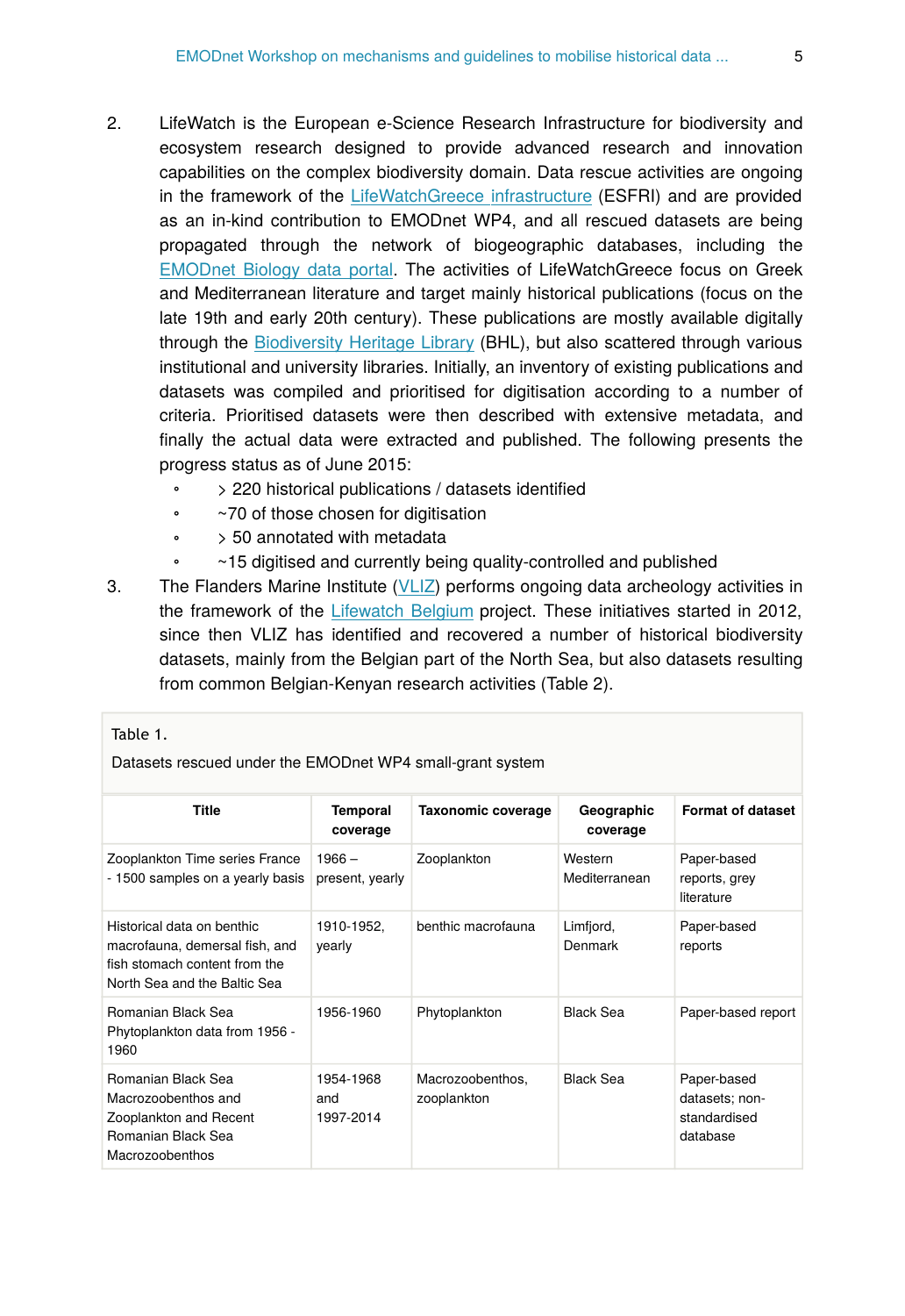2. LifeWatch is the European e-Science Research Infrastructure for biodiversity and ecosystem research designed to provide advanced research and innovation capabilities on the complex biodiversity domain. Data rescue activities are ongoing in the framework of the LifeWatchGreece infrastructure (ESFRI) and are provided as an in-kind contribution to EMODnet WP4, and all rescued datasets are being propagated through the network of biogeographic databases, including the EMODnet Biology data portal. The activities of LifeWatchGreece focus on Greek and Mediterranean literature and target mainly historical publications (focus on the late 19th and early 20th century). These publications are mostly available digitally through the Biodiversity Heritage Library (BHL), but also scattered through various institutional and university libraries. Initially, an inventory of existing publications and datasets was compiled and prioritised for digitisation according to a number of criteria. Prioritised datasets were then described with extensive metadata, and finally the actual data were extracted and published. The following presents the progress status as of June 2015:
   - > 220 historical publications / datasets identified
   - ~70 of those chosen for digitisation
   - > 50 annotated with metadata
   - ~15 digitised and currently being quality-controlled and published
3. The Flanders Marine Institute (VLIZ) performs ongoing data archeology activities in the framework of the Lifewatch Belgium project. These initiatives started in 2012, since then VLIZ has identified and recovered a number of historical biodiversity datasets, mainly from the Belgian part of the North Sea, but also datasets resulting from common Belgian-Kenyan research activities (Table 2).

Table 1.

Datasets rescued under the EMODnet WP4 small-grant system

| Title | Temporal coverage | Taxonomic coverage | Geographic coverage | Format of dataset |
|---|---|---|---|---|
| Zooplankton Time series France - 1500 samples on a yearly basis | 1966 – present, yearly | Zooplankton | Western Mediterranean | Paper-based reports, grey literature |
| Historical data on benthic macrofauna, demersal fish, and fish stomach content from the North Sea and the Baltic Sea | 1910-1952, yearly | benthic macrofauna | Limfjord, Denmark | Paper-based reports |
| Romanian Black Sea Phytoplankton data from 1956 - 1960 | 1956-1960 | Phytoplankton | Black Sea | Paper-based report |
| Romanian Black Sea Macrozoobenthos and Zooplankton and Recent Romanian Black Sea Macrozoobenthos | 1954-1968 and 1997-2014 | Macrozoobenthos, zooplankton | Black Sea | Paper-based datasets; non-standardised database |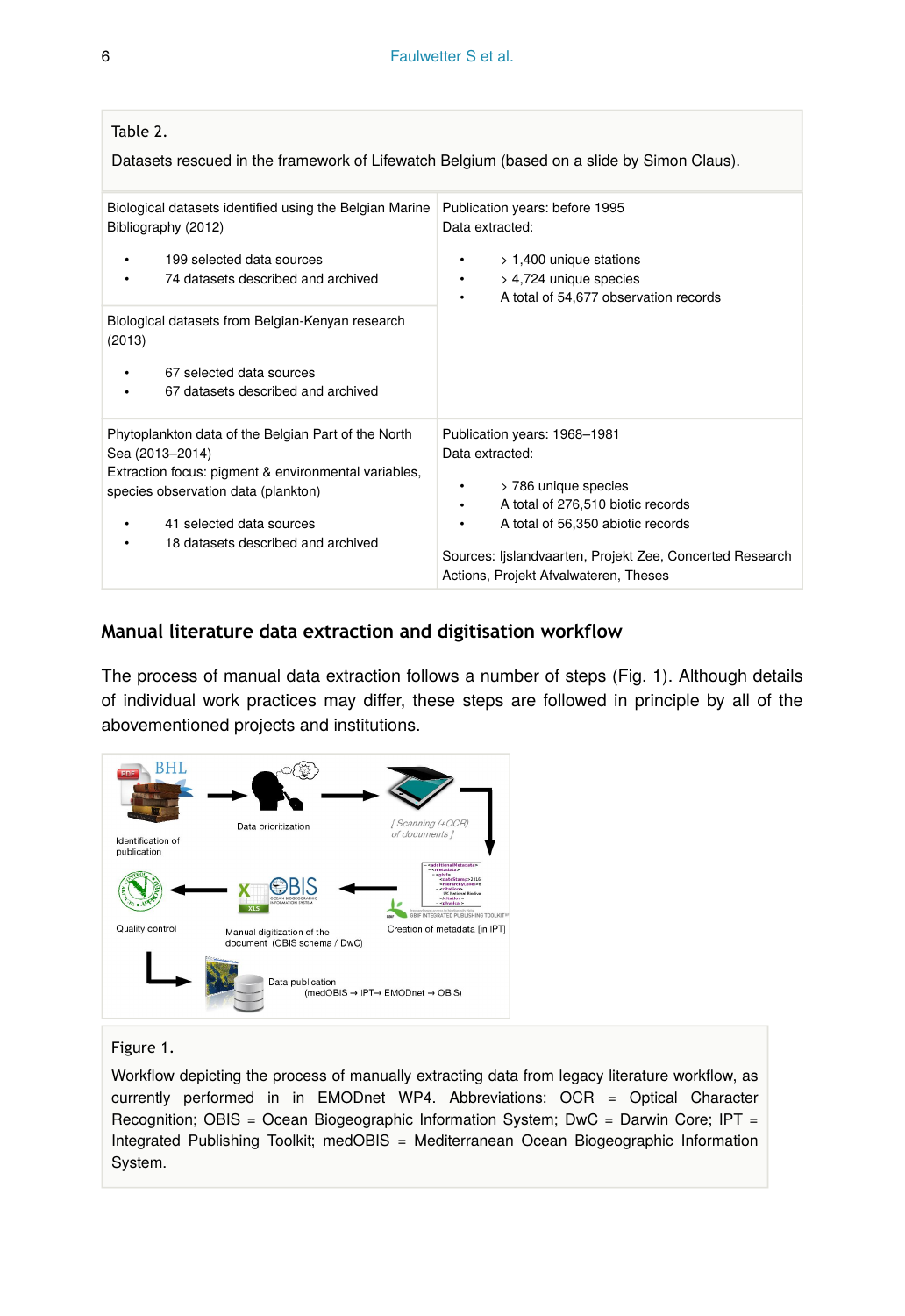Table 2.

Datasets rescued in the framework of Lifewatch Belgium (based on a slide by Simon Claus).

| | |
|---|---|
| Biological datasets identified using the Belgian Marine Bibliography (2012)<br>• 199 selected data sources<br>• 74 datasets described and archived | Publication years: before 1995<br>Data extracted:<br>• > 1,400 unique stations<br>• > 4,724 unique species<br>• A total of 54,677 observation records |
| Biological datasets from Belgian-Kenyan research (2013)<br>• 67 selected data sources<br>• 67 datasets described and archived | |
| Phytoplankton data of the Belgian Part of the North Sea (2013–2014)<br>Extraction focus: pigment & environmental variables, species observation data (plankton)<br>• 41 selected data sources<br>• 18 datasets described and archived | Publication years: 1968–1981<br>Data extracted:<br>• > 786 unique species<br>• A total of 276,510 biotic records<br>• A total of 56,350 abiotic records<br>Sources: Ijslandvaarten, Projekt Zee, Concerted Research Actions, Projekt Afvalwateren, Theses |

## Manual literature data extraction and digitisation workflow

The process of manual data extraction follows a number of steps (Fig. 1). Although details of individual work practices may differ, these steps are followed in principle by all of the abovementioned projects and institutions.

Figure 1.

Workflow depicting the process of manually extracting data from legacy literature workflow, as currently performed in in EMODnet WP4. Abbreviations: OCR = Optical Character Recognition; OBIS = Ocean Biogeographic Information System; DwC = Darwin Core; IPT = Integrated Publishing Toolkit; medOBIS = Mediterranean Ocean Biogeographic Information System.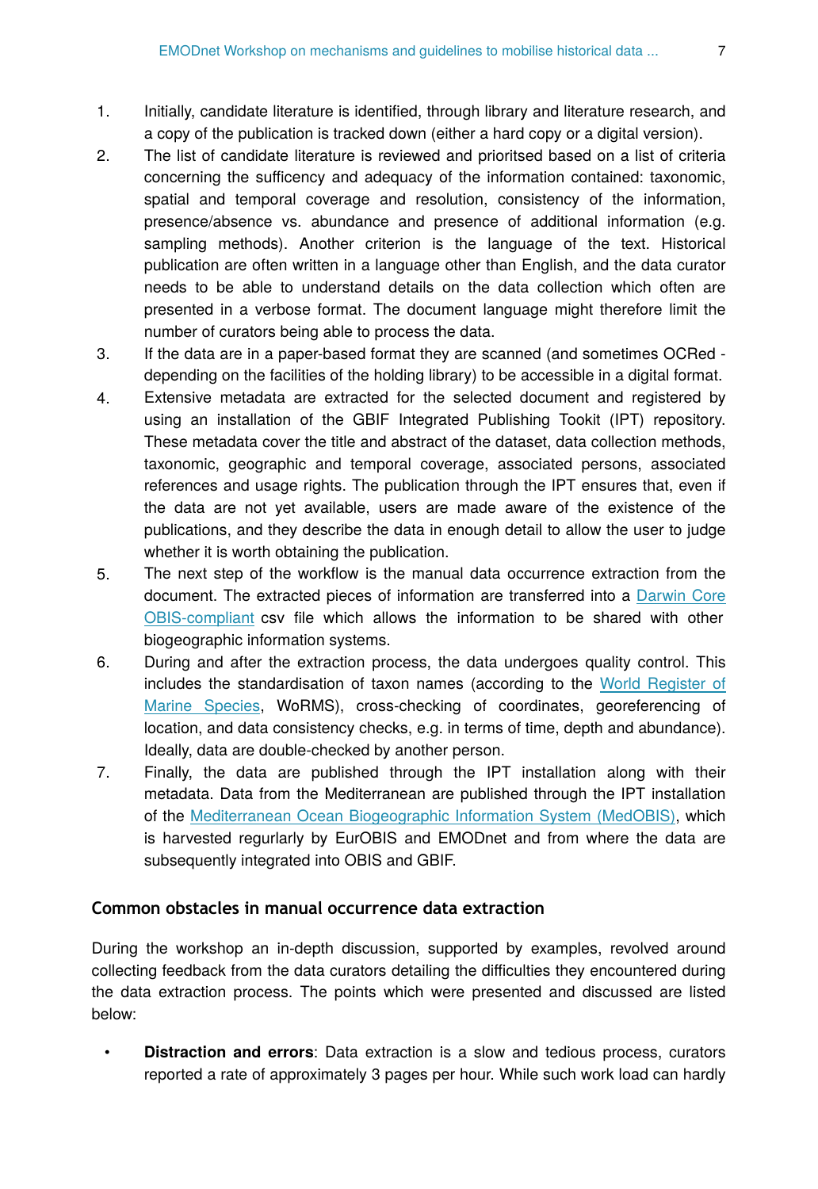1. Initially, candidate literature is identified, through library and literature research, and a copy of the publication is tracked down (either a hard copy or a digital version).
2. The list of candidate literature is reviewed and prioritsed based on a list of criteria concerning the sufficency and adequacy of the information contained: taxonomic, spatial and temporal coverage and resolution, consistency of the information, presence/absence vs. abundance and presence of additional information (e.g. sampling methods). Another criterion is the language of the text. Historical publication are often written in a language other than English, and the data curator needs to be able to understand details on the data collection which often are presented in a verbose format. The document language might therefore limit the number of curators being able to process the data.
3. If the data are in a paper-based format they are scanned (and sometimes OCRed - depending on the facilities of the holding library) to be accessible in a digital format.
4. Extensive metadata are extracted for the selected document and registered by using an installation of the GBIF Integrated Publishing Tookit (IPT) repository. These metadata cover the title and abstract of the dataset, data collection methods, taxonomic, geographic and temporal coverage, associated persons, associated references and usage rights. The publication through the IPT ensures that, even if the data are not yet available, users are made aware of the existence of the publications, and they describe the data in enough detail to allow the user to judge whether it is worth obtaining the publication.
5. The next step of the workflow is the manual data occurrence extraction from the document. The extracted pieces of information are transferred into a Darwin Core OBIS-compliant csv file which allows the information to be shared with other biogeographic information systems.
6. During and after the extraction process, the data undergoes quality control. This includes the standardisation of taxon names (according to the World Register of Marine Species, WoRMS), cross-checking of coordinates, georeferencing of location, and data consistency checks, e.g. in terms of time, depth and abundance). Ideally, data are double-checked by another person.
7. Finally, the data are published through the IPT installation along with their metadata. Data from the Mediterranean are published through the IPT installation of the Mediterranean Ocean Biogeographic Information System (MedOBIS), which is harvested regularly by EurOBIS and EMODnet and from where the data are subsequently integrated into OBIS and GBIF.

## Common obstacles in manual occurrence data extraction

During the workshop an in-depth discussion, supported by examples, revolved around collecting feedback from the data curators detailing the difficulties they encountered during the data extraction process. The points which were presented and discussed are listed below:

- **Distraction and errors**: Data extraction is a slow and tedious process, curators reported a rate of approximately 3 pages per hour. While such work load can hardly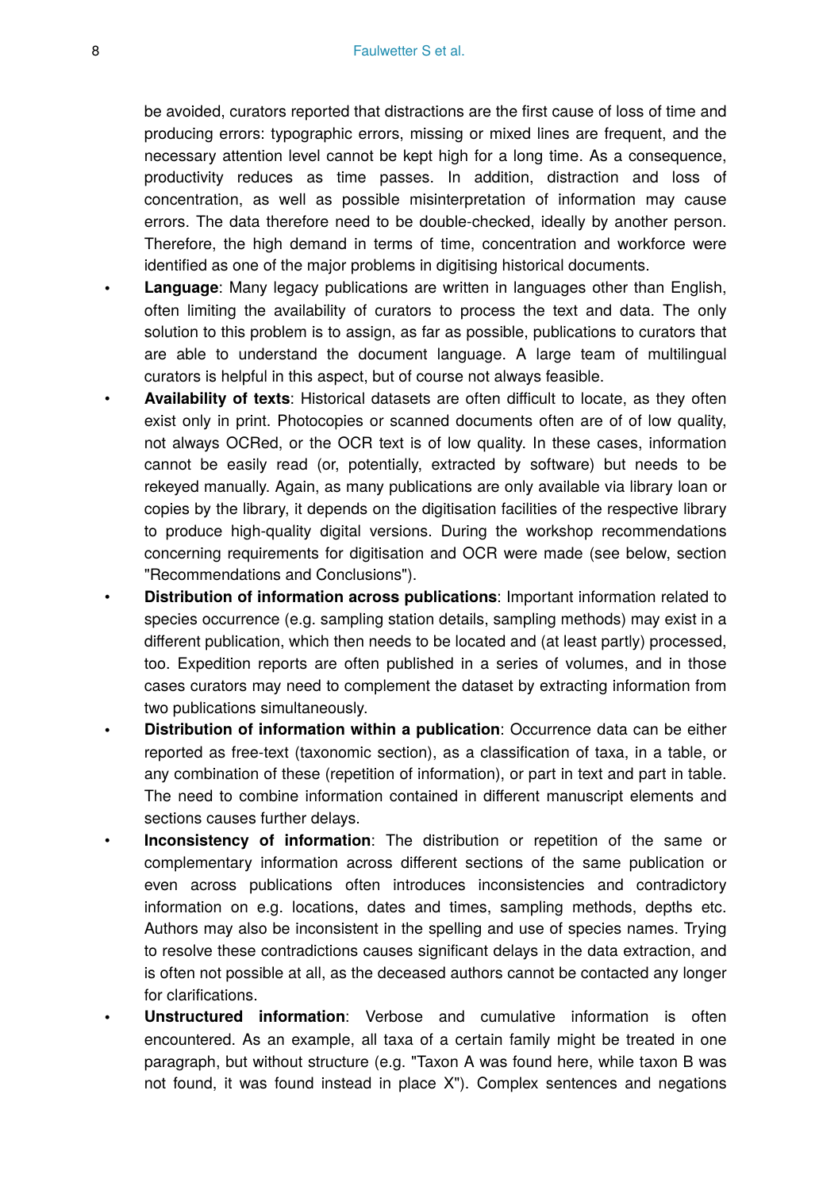be avoided, curators reported that distractions are the first cause of loss of time and producing errors: typographic errors, missing or mixed lines are frequent, and the necessary attention level cannot be kept high for a long time. As a consequence, productivity reduces as time passes. In addition, distraction and loss of concentration, as well as possible misinterpretation of information may cause errors. The data therefore need to be double-checked, ideally by another person. Therefore, the high demand in terms of time, concentration and workforce were identified as one of the major problems in digitising historical documents.

- **Language**: Many legacy publications are written in languages other than English, often limiting the availability of curators to process the text and data. The only solution to this problem is to assign, as far as possible, publications to curators that are able to understand the document language. A large team of multilingual curators is helpful in this aspect, but of course not always feasible.
- **Availability of texts**: Historical datasets are often difficult to locate, as they often exist only in print. Photocopies or scanned documents often are of of low quality, not always OCRed, or the OCR text is of low quality. In these cases, information cannot be easily read (or, potentially, extracted by software) but needs to be rekeyed manually. Again, as many publications are only available via library loan or copies by the library, it depends on the digitisation facilities of the respective library to produce high-quality digital versions. During the workshop recommendations concerning requirements for digitisation and OCR were made (see below, section "Recommendations and Conclusions").
- **Distribution of information across publications**: Important information related to species occurrence (e.g. sampling station details, sampling methods) may exist in a different publication, which then needs to be located and (at least partly) processed, too. Expedition reports are often published in a series of volumes, and in those cases curators may need to complement the dataset by extracting information from two publications simultaneously.
- **Distribution of information within a publication**: Occurrence data can be either reported as free-text (taxonomic section), as a classification of taxa, in a table, or any combination of these (repetition of information), or part in text and part in table. The need to combine information contained in different manuscript elements and sections causes further delays.
- **Inconsistency of information**: The distribution or repetition of the same or complementary information across different sections of the same publication or even across publications often introduces inconsistencies and contradictory information on e.g. locations, dates and times, sampling methods, depths etc. Authors may also be inconsistent in the spelling and use of species names. Trying to resolve these contradictions causes significant delays in the data extraction, and is often not possible at all, as the deceased authors cannot be contacted any longer for clarifications.
- **Unstructured information**: Verbose and cumulative information is often encountered. As an example, all taxa of a certain family might be treated in one paragraph, but without structure (e.g. "Taxon A was found here, while taxon B was not found, it was found instead in place X"). Complex sentences and negations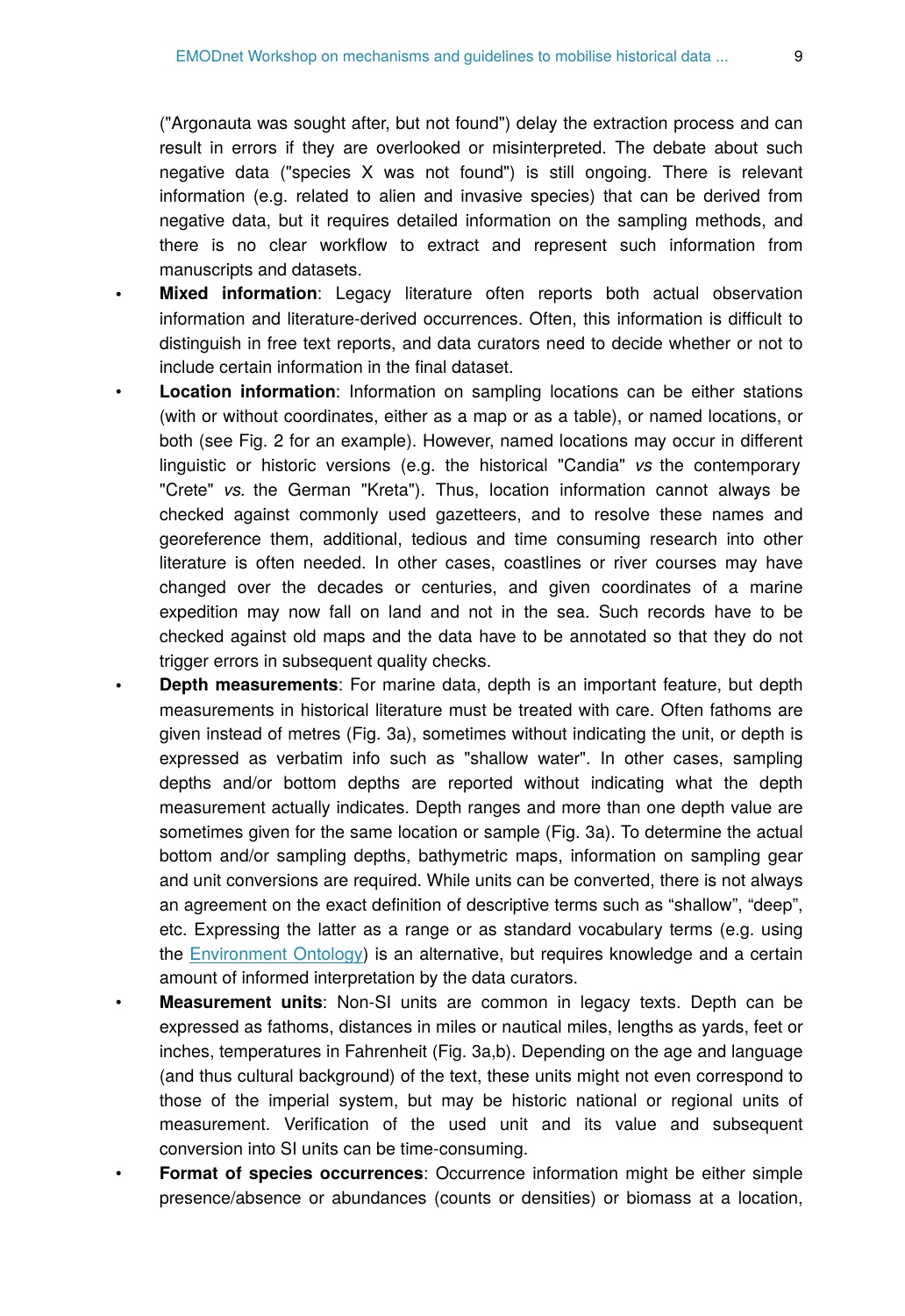("Argonauta was sought after, but not found") delay the extraction process and can result in errors if they are overlooked or misinterpreted. The debate about such negative data ("species X was not found") is still ongoing. There is relevant information (e.g. related to alien and invasive species) that can be derived from negative data, but it requires detailed information on the sampling methods, and there is no clear workflow to extract and represent such information from manuscripts and datasets.

- **Mixed information**: Legacy literature often reports both actual observation information and literature-derived occurrences. Often, this information is difficult to distinguish in free text reports, and data curators need to decide whether or not to include certain information in the final dataset.
- **Location information**: Information on sampling locations can be either stations (with or without coordinates, either as a map or as a table), or named locations, or both (see Fig. 2 for an example). However, named locations may occur in different linguistic or historic versions (e.g. the historical "Candia" *vs* the contemporary "Crete" *vs.* the German "Kreta"). Thus, location information cannot always be checked against commonly used gazetteers, and to resolve these names and georeference them, additional, tedious and time consuming research into other literature is often needed. In other cases, coastlines or river courses may have changed over the decades or centuries, and given coordinates of a marine expedition may now fall on land and not in the sea. Such records have to be checked against old maps and the data have to be annotated so that they do not trigger errors in subsequent quality checks.
- **Depth measurements**: For marine data, depth is an important feature, but depth measurements in historical literature must be treated with care. Often fathoms are given instead of metres (Fig. 3a), sometimes without indicating the unit, or depth is expressed as verbatim info such as "shallow water". In other cases, sampling depths and/or bottom depths are reported without indicating what the depth measurement actually indicates. Depth ranges and more than one depth value are sometimes given for the same location or sample (Fig. 3a). To determine the actual bottom and/or sampling depths, bathymetric maps, information on sampling gear and unit conversions are required. While units can be converted, there is not always an agreement on the exact definition of descriptive terms such as "shallow", "deep", etc. Expressing the latter as a range or as standard vocabulary terms (e.g. using the Environment Ontology) is an alternative, but requires knowledge and a certain amount of informed interpretation by the data curators.
- **Measurement units**: Non-SI units are common in legacy texts. Depth can be expressed as fathoms, distances in miles or nautical miles, lengths as yards, feet or inches, temperatures in Fahrenheit (Fig. 3a,b). Depending on the age and language (and thus cultural background) of the text, these units might not even correspond to those of the imperial system, but may be historic national or regional units of measurement. Verification of the used unit and its value and subsequent conversion into SI units can be time-consuming.
- **Format of species occurrences**: Occurrence information might be either simple presence/absence or abundances (counts or densities) or biomass at a location,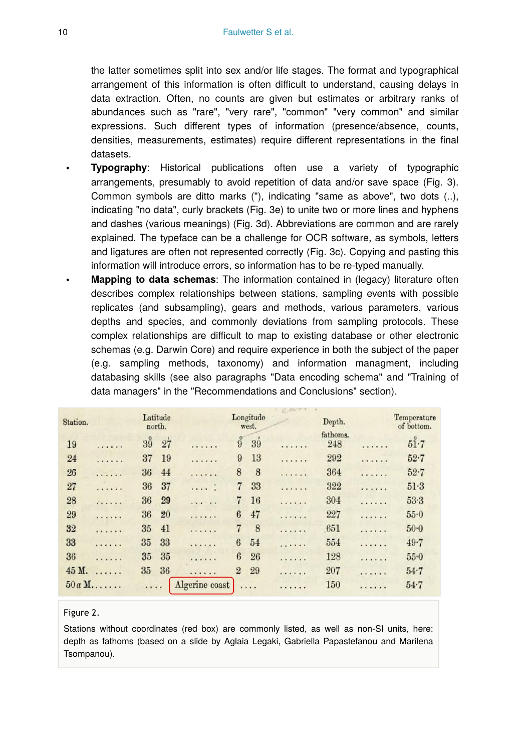the latter sometimes split into sex and/or life stages. The format and typographical arrangement of this information is often difficult to understand, causing delays in data extraction. Often, no counts are given but estimates or arbitrary ranks of abundances such as "rare", "very rare", "common" "very common" and similar expressions. Such different types of information (presence/absence, counts, densities, measurements, estimates) require different representations in the final datasets.

- **Typography**: Historical publications often use a variety of typographic arrangements, presumably to avoid repetition of data and/or save space (Fig. 3). Common symbols are ditto marks ("), indicating "same as above", two dots (..), indicating "no data", curly brackets (Fig. 3e) to unite two or more lines and hyphens and dashes (various meanings) (Fig. 3d). Abbreviations are common and are rarely explained. The typeface can be a challenge for OCR software, as symbols, letters and ligatures are often not represented correctly (Fig. 3c). Copying and pasting this information will introduce errors, so information has to be re-typed manually.
- **Mapping to data schemas**: The information contained in (legacy) literature often describes complex relationships between stations, sampling events with possible replicates (and subsampling), gears and methods, various parameters, various depths and species, and commonly deviations from sampling protocols. These complex relationships are difficult to map to existing database or other electronic schemas (e.g. Darwin Core) and require experience in both the subject of the paper (e.g. sampling methods, taxonomy) and information managment, including databasing skills (see also paragraphs "Data encoding schema" and "Training of data managers" in the "Recommendations and Conclusions" section).

| Station. | Latitude north. | Longitude west. | Depth. fathoms. | Temperature of bottom. |
|---|---|---|---|---|
| 19 | 39° 27' | 9° 39' | 248 | 51°·7 |
| 24 | 37 19 | 9 13 | 292 | 52·7 |
| 26 | 36 44 | 8 8 | 364 | 52·7 |
| 27 | 36 37 | 7 33 | 322 | 51·3 |
| 28 | 36 29 | 7 16 | 304 | 53·3 |
| 29 | 36 20 | 6 47 | 227 | 55·0 |
| 32 | 35 41 | 7 8 | 651 | 50·0 |
| 33 | 35 33 | 6 54 | 554 | 49·7 |
| 36 | 35 35 | 6 26 | 128 | 55·0 |
| 45 M. | 35 36 | 2 29 | 207 | 54·7 |
| 50 *a* M. | .... Algerine coast | .... | 150 | 54·7 |

Figure 2.

Stations without coordinates (red box) are commonly listed, as well as non-SI units, here: depth as fathoms (based on a slide by Aglaia Legaki, Gabriella Papastefanou and Marilena Tsompanou).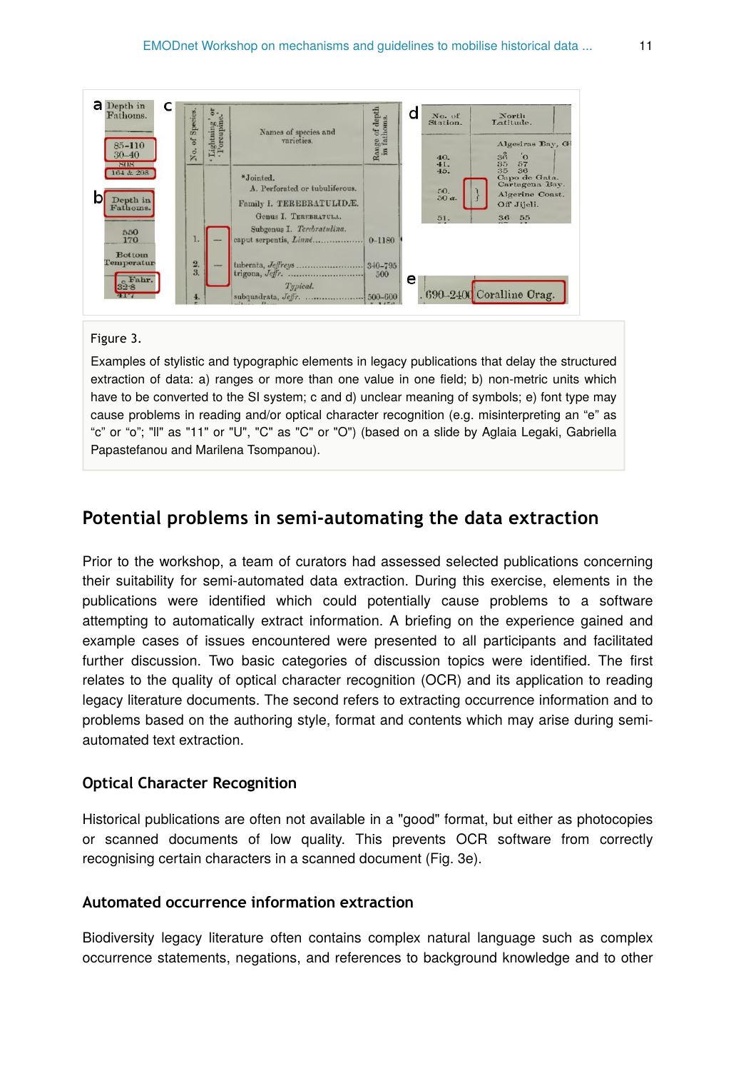Figure 3.

Examples of stylistic and typographic elements in legacy publications that delay the structured extraction of data: a) ranges or more than one value in one field; b) non-metric units which have to be converted to the SI system; c and d) unclear meaning of symbols; e) font type may cause problems in reading and/or optical character recognition (e.g. misinterpreting an “e” as “c” or “o”; "ll" as "11" or "U", "C" as "C" or "O") (based on a slide by Aglaia Legaki, Gabriella Papastefanou and Marilena Tsompanou).

## Potential problems in semi-automating the data extraction

Prior to the workshop, a team of curators had assessed selected publications concerning their suitability for semi-automated data extraction. During this exercise, elements in the publications were identified which could potentially cause problems to a software attempting to automatically extract information. A briefing on the experience gained and example cases of issues encountered were presented to all participants and facilitated further discussion. Two basic categories of discussion topics were identified. The first relates to the quality of optical character recognition (OCR) and its application to reading legacy literature documents. The second refers to extracting occurrence information and to problems based on the authoring style, format and contents which may arise during semi-automated text extraction.

### Optical Character Recognition

Historical publications are often not available in a "good" format, but either as photocopies or scanned documents of low quality. This prevents OCR software from correctly recognising certain characters in a scanned document (Fig. 3e).

### Automated occurrence information extraction

Biodiversity legacy literature often contains complex natural language such as complex occurrence statements, negations, and references to background knowledge and to other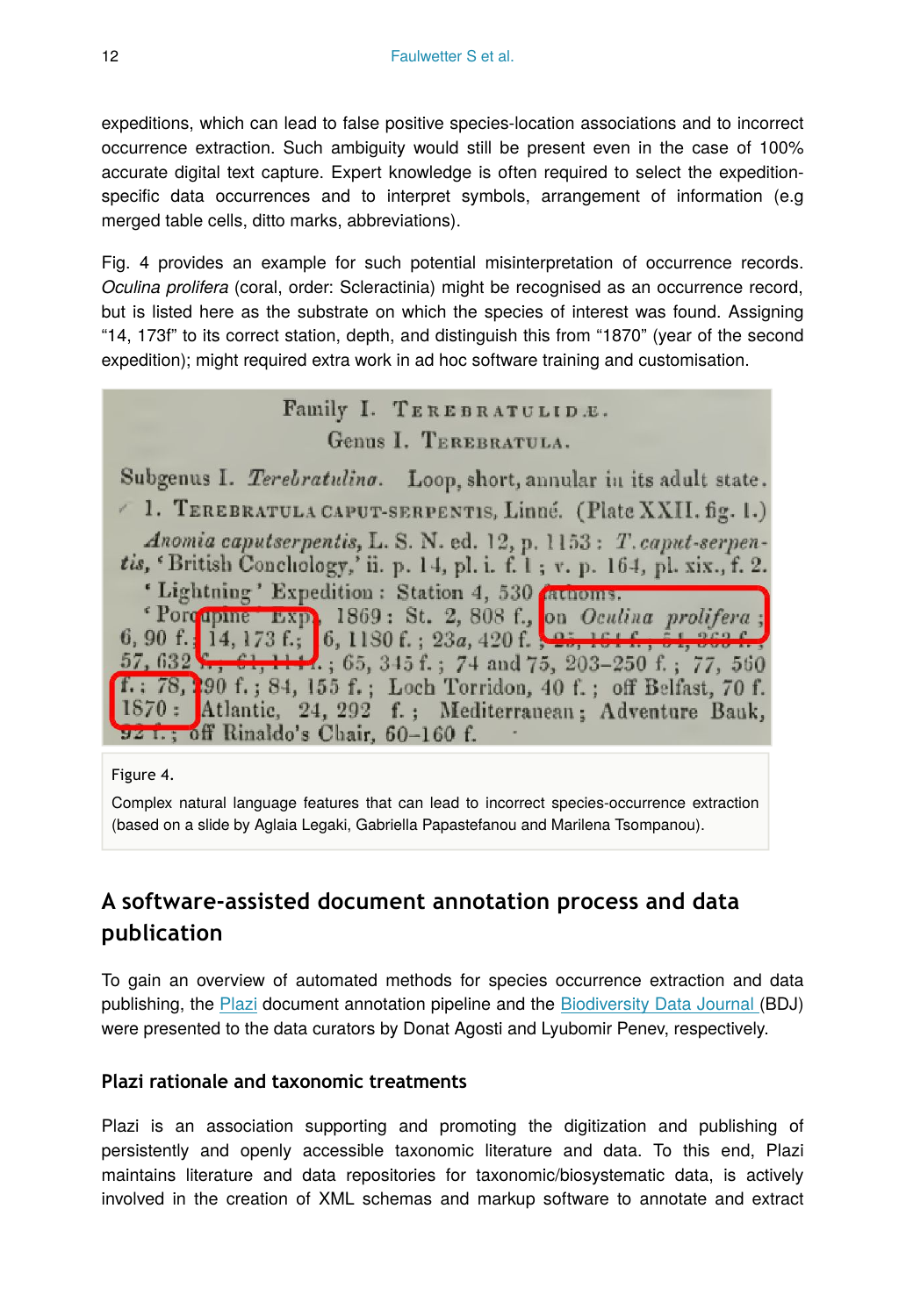expeditions, which can lead to false positive species-location associations and to incorrect occurrence extraction. Such ambiguity would still be present even in the case of 100% accurate digital text capture. Expert knowledge is often required to select the expedition-specific data occurrences and to interpret symbols, arrangement of information (e.g merged table cells, ditto marks, abbreviations).

Fig. 4 provides an example for such potential misinterpretation of occurrence records. *Oculina prolifera* (coral, order: Scleractinia) might be recognised as an occurrence record, but is listed here as the substrate on which the species of interest was found. Assigning "14, 173f" to its correct station, depth, and distinguish this from "1870" (year of the second expedition); might required extra work in ad hoc software training and customisation.

Figure 4.

Complex natural language features that can lead to incorrect species-occurrence extraction (based on a slide by Aglaia Legaki, Gabriella Papastefanou and Marilena Tsompanou).

## A software-assisted document annotation process and data publication

To gain an overview of automated methods for species occurrence extraction and data publishing, the Plazi document annotation pipeline and the Biodiversity Data Journal (BDJ) were presented to the data curators by Donat Agosti and Lyubomir Penev, respectively.

### Plazi rationale and taxonomic treatments

Plazi is an association supporting and promoting the digitization and publishing of persistently and openly accessible taxonomic literature and data. To this end, Plazi maintains literature and data repositories for taxonomic/biosystematic data, is actively involved in the creation of XML schemas and markup software to annotate and extract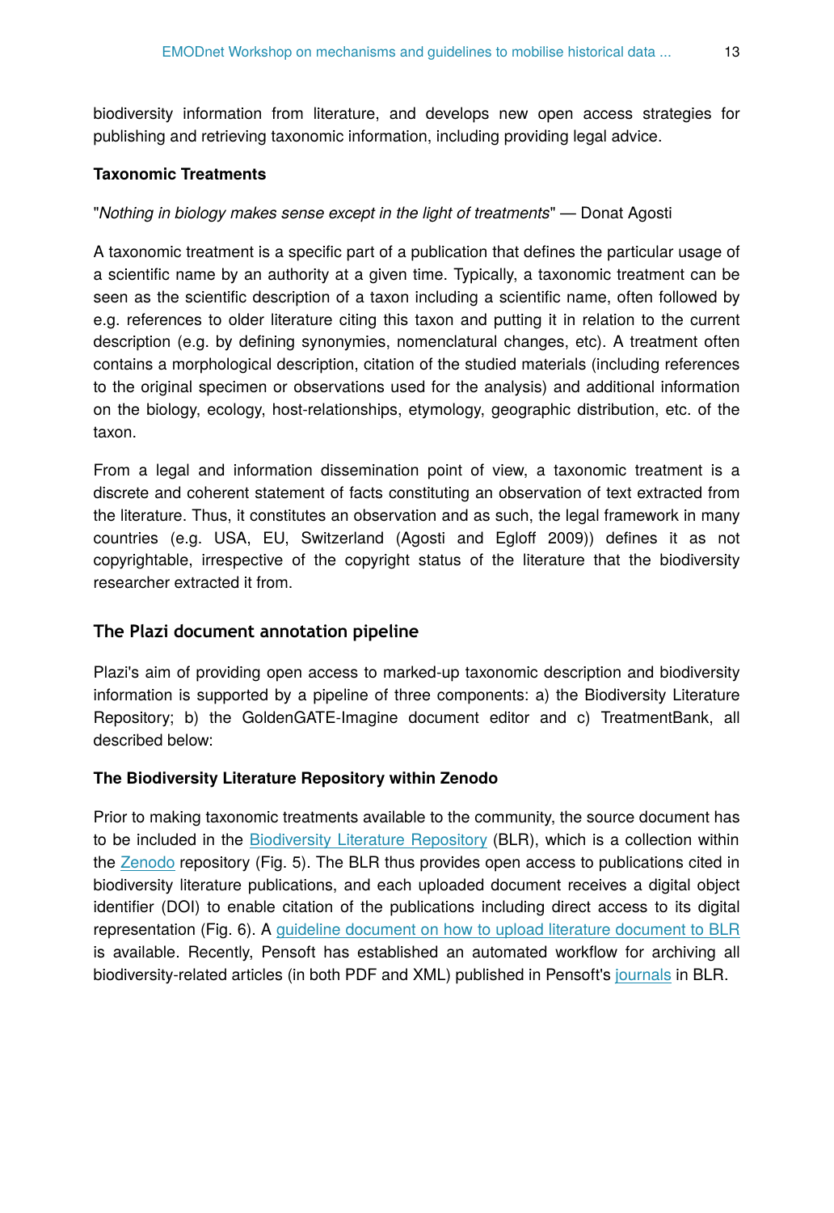biodiversity information from literature, and develops new open access strategies for publishing and retrieving taxonomic information, including providing legal advice.

**Taxonomic Treatments**

"*Nothing in biology makes sense except in the light of treatments*" — Donat Agosti

A taxonomic treatment is a specific part of a publication that defines the particular usage of a scientific name by an authority at a given time. Typically, a taxonomic treatment can be seen as the scientific description of a taxon including a scientific name, often followed by e.g. references to older literature citing this taxon and putting it in relation to the current description (e.g. by defining synonymies, nomenclatural changes, etc). A treatment often contains a morphological description, citation of the studied materials (including references to the original specimen or observations used for the analysis) and additional information on the biology, ecology, host-relationships, etymology, geographic distribution, etc. of the taxon.

From a legal and information dissemination point of view, a taxonomic treatment is a discrete and coherent statement of facts constituting an observation of text extracted from the literature. Thus, it constitutes an observation and as such, the legal framework in many countries (e.g. USA, EU, Switzerland (Agosti and Egloff 2009)) defines it as not copyrightable, irrespective of the copyright status of the literature that the biodiversity researcher extracted it from.

## The Plazi document annotation pipeline

Plazi's aim of providing open access to marked-up taxonomic description and biodiversity information is supported by a pipeline of three components: a) the Biodiversity Literature Repository; b) the GoldenGATE-Imagine document editor and c) TreatmentBank, all described below:

**The Biodiversity Literature Repository within Zenodo**

Prior to making taxonomic treatments available to the community, the source document has to be included in the Biodiversity Literature Repository (BLR), which is a collection within the Zenodo repository (Fig. 5). The BLR thus provides open access to publications cited in biodiversity literature publications, and each uploaded document receives a digital object identifier (DOI) to enable citation of the publications including direct access to its digital representation (Fig. 6). A guideline document on how to upload literature document to BLR is available. Recently, Pensoft has established an automated workflow for archiving all biodiversity-related articles (in both PDF and XML) published in Pensoft's journals in BLR.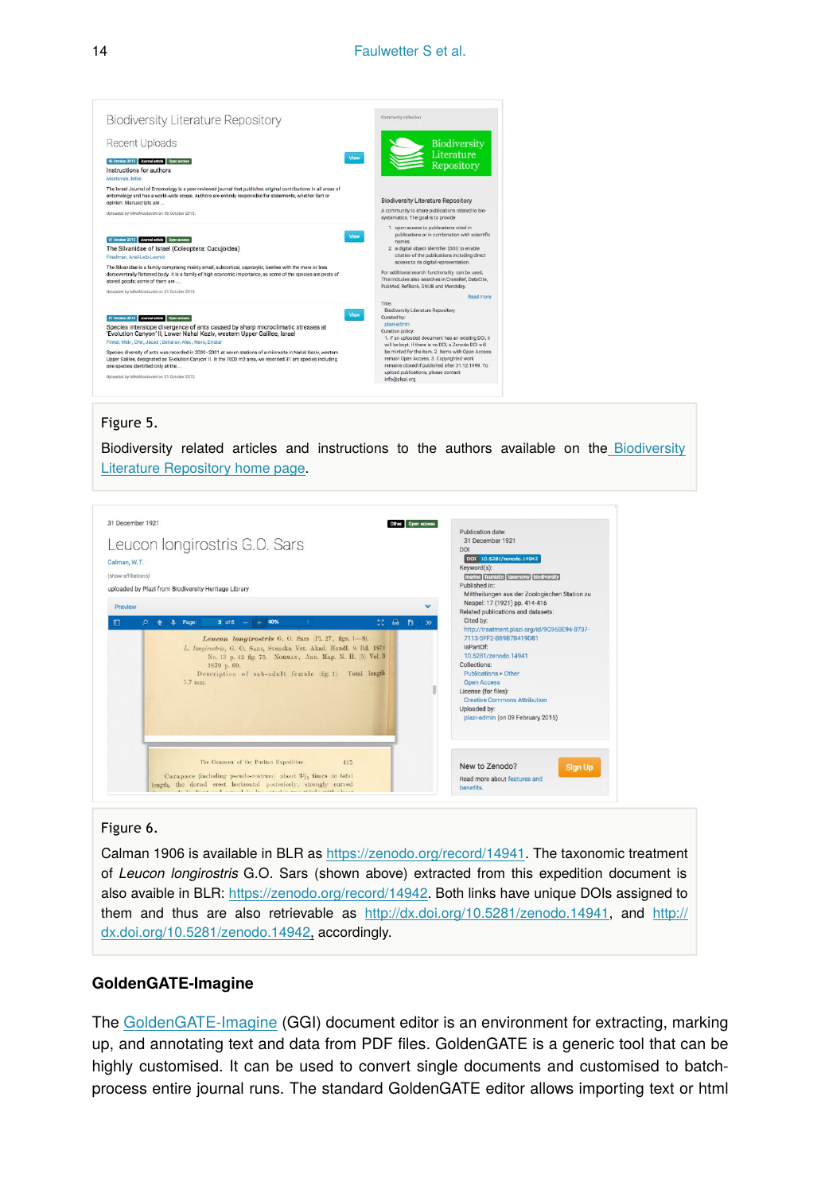Figure 5.

Biodiversity related articles and instructions to the authors available on the Biodiversity Literature Repository home page.

Figure 6.

Calman 1906 is available in BLR as https://zenodo.org/record/14941. The taxonomic treatment of *Leucon longirostris* G.O. Sars (shown above) extracted from this expedition document is also avaible in BLR: https://zenodo.org/record/14942. Both links have unique DOIs assigned to them and thus are also retrievable as http://dx.doi.org/10.5281/zenodo.14941, and http://dx.doi.org/10.5281/zenodo.14942, accordingly.

## GoldenGATE-Imagine

The GoldenGATE-Imagine (GGI) document editor is an environment for extracting, marking up, and annotating text and data from PDF files. GoldenGATE is a generic tool that can be highly customised. It can be used to convert single documents and customised to batch-process entire journal runs. The standard GoldenGATE editor allows importing text or html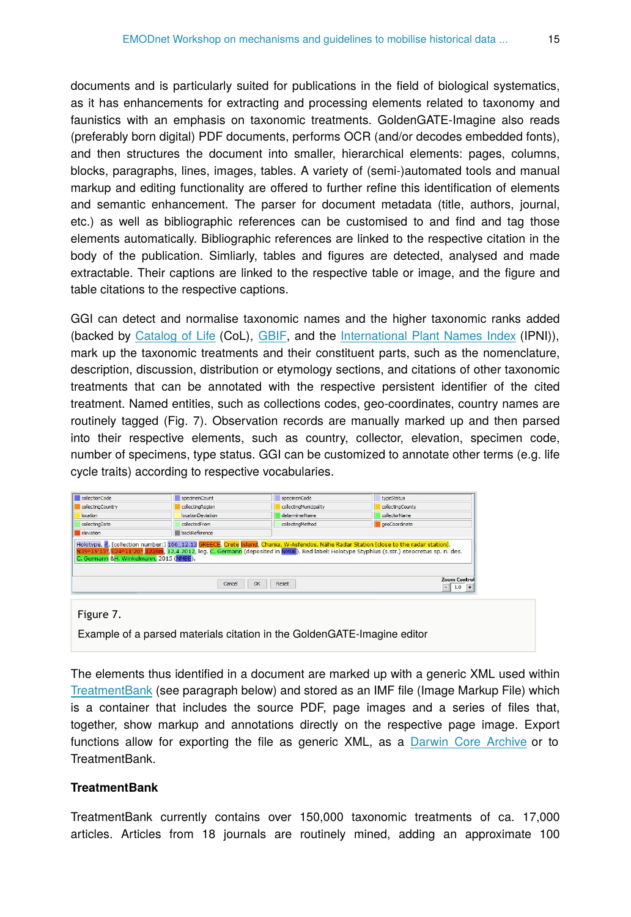documents and is particularly suited for publications in the field of biological systematics, as it has enhancements for extracting and processing elements related to taxonomy and faunistics with an emphasis on taxonomic treatments. GoldenGATE-Imagine also reads (preferably born digital) PDF documents, performs OCR (and/or decodes embedded fonts), and then structures the document into smaller, hierarchical elements: pages, columns, blocks, paragraphs, lines, images, tables. A variety of (semi-)automated tools and manual markup and editing functionality are offered to further refine this identification of elements and semantic enhancement. The parser for document metadata (title, authors, journal, etc.) as well as bibliographic references can be customised to and find and tag those elements automatically. Bibliographic references are linked to the respective citation in the body of the publication. Simliarly, tables and figures are detected, analysed and made extractable. Their captions are linked to the respective table or image, and the figure and table citations to the respective captions.

GGI can detect and normalise taxonomic names and the higher taxonomic ranks added (backed by Catalog of Life (CoL), GBIF, and the International Plant Names Index (IPNI)), mark up the taxonomic treatments and their constituent parts, such as the nomenclature, description, discussion, distribution or etymology sections, and citations of other taxonomic treatments that can be annotated with the respective persistent identifier of the cited treatment. Named entities, such as collections codes, geo-coordinates, country names are routinely tagged (Fig. 7). Observation records are manually marked up and then parsed into their respective elements, such as country, collector, elevation, specimen code, number of specimens, type status. GGI can be customized to annotate other terms (e.g. life cycle traits) according to respective vocabularies.

Figure 7.

Example of a parsed materials citation in the GoldenGATE-Imagine editor

The elements thus identified in a document are marked up with a generic XML used within TreatmentBank (see paragraph below) and stored as an IMF file (Image Markup File) which is a container that includes the source PDF, page images and a series of files that, together, show markup and annotations directly on the respective page image. Export functions allow for exporting the file as generic XML, as a Darwin Core Archive or to TreatmentBank.

### TreatmentBank

TreatmentBank currently contains over 150,000 taxonomic treatments of ca. 17,000 articles. Articles from 18 journals are routinely mined, adding an approximate 100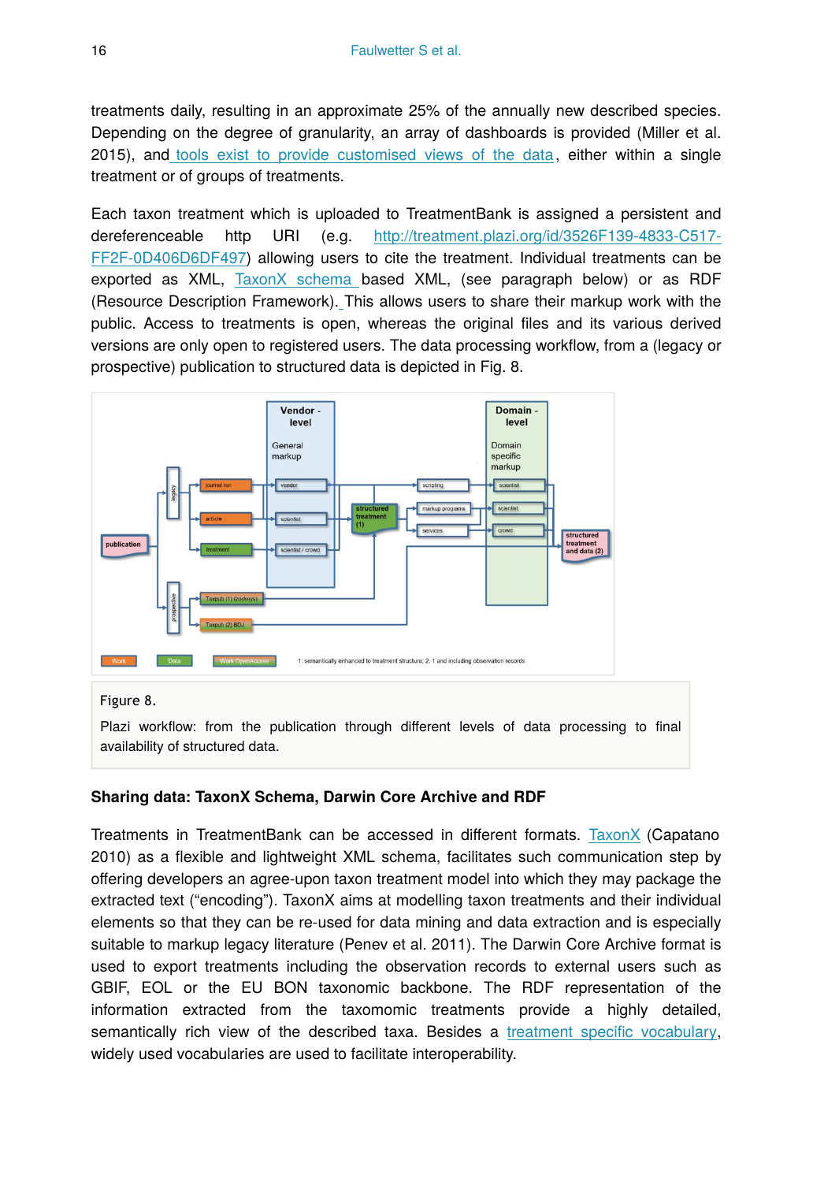treatments daily, resulting in an approximate 25% of the annually new described species. Depending on the degree of granularity, an array of dashboards is provided (Miller et al. 2015), and tools exist to provide customised views of the data, either within a single treatment or of groups of treatments.

Each taxon treatment which is uploaded to TreatmentBank is assigned a persistent and dereferenceable http URI (e.g. http://treatment.plazi.org/id/3526F139-4833-C517-FF2F-0D406D6DF497) allowing users to cite the treatment. Individual treatments can be exported as XML, TaxonX schema based XML, (see paragraph below) or as RDF (Resource Description Framework). This allows users to share their markup work with the public. Access to treatments is open, whereas the original files and its various derived versions are only open to registered users. The data processing workflow, from a (legacy or prospective) publication to structured data is depicted in Fig. 8.

Figure 8.

Plazi workflow: from the publication through different levels of data processing to final availability of structured data.

**Sharing data: TaxonX Schema, Darwin Core Archive and RDF**

Treatments in TreatmentBank can be accessed in different formats. TaxonX (Capatano 2010) as a flexible and lightweight XML schema, facilitates such communication step by offering developers an agree-upon taxon treatment model into which they may package the extracted text ("encoding"). TaxonX aims at modelling taxon treatments and their individual elements so that they can be re-used for data mining and data extraction and is especially suitable to markup legacy literature (Penev et al. 2011). The Darwin Core Archive format is used to export treatments including the observation records to external users such as GBIF, EOL or the EU BON taxonomic backbone. The RDF representation of the information extracted from the taxomomic treatments provide a highly detailed, semantically rich view of the described taxa. Besides a treatment specific vocabulary, widely used vocabularies are used to facilitate interoperability.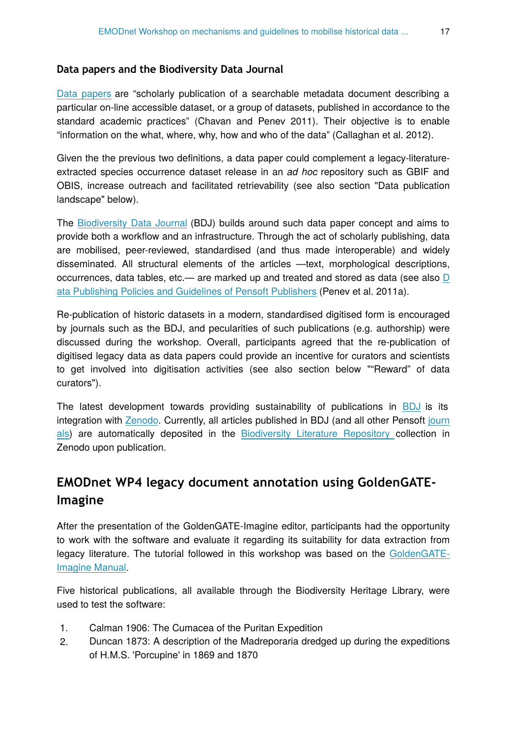### Data papers and the Biodiversity Data Journal

Data papers are “scholarly publication of a searchable metadata document describing a particular on-line accessible dataset, or a group of datasets, published in accordance to the standard academic practices” (Chavan and Penev 2011). Their objective is to enable “information on the what, where, why, how and who of the data” (Callaghan et al. 2012).

Given the the previous two definitions, a data paper could complement a legacy-literature-extracted species occurrence dataset release in an *ad hoc* repository such as GBIF and OBIS, increase outreach and facilitated retrievability (see also section "Data publication landscape" below).

The Biodiversity Data Journal (BDJ) builds around such data paper concept and aims to provide both a workflow and an infrastructure. Through the act of scholarly publishing, data are mobilised, peer-reviewed, standardised (and thus made interoperable) and widely disseminated. All structural elements of the articles —text, morphological descriptions, occurrences, data tables, etc.— are marked up and treated and stored as data (see also Data Publishing Policies and Guidelines of Pensoft Publishers (Penev et al. 2011a).

Re-publication of historic datasets in a modern, standardised digitised form is encouraged by journals such as the BDJ, and pecularities of such publications (e.g. authorship) were discussed during the workshop. Overall, participants agreed that the re-publication of digitised legacy data as data papers could provide an incentive for curators and scientists to get involved into digitisation activities (see also section below "“Reward” of data curators").

The latest development towards providing sustainability of publications in BDJ is its integration with Zenodo. Currently, all articles published in BDJ (and all other Pensoft journals) are automatically deposited in the Biodiversity Literature Repository collection in Zenodo upon publication.

## EMODnet WP4 legacy document annotation using GoldenGATE-Imagine

After the presentation of the GoldenGATE-Imagine editor, participants had the opportunity to work with the software and evaluate it regarding its suitability for data extraction from legacy literature. The tutorial followed in this workshop was based on the GoldenGATE-Imagine Manual.

Five historical publications, all available through the Biodiversity Heritage Library, were used to test the software:

1. Calman 1906: The Cumacea of the Puritan Expedition
2. Duncan 1873: A description of the Madreporaria dredged up during the expeditions of H.M.S. 'Porcupine' in 1869 and 1870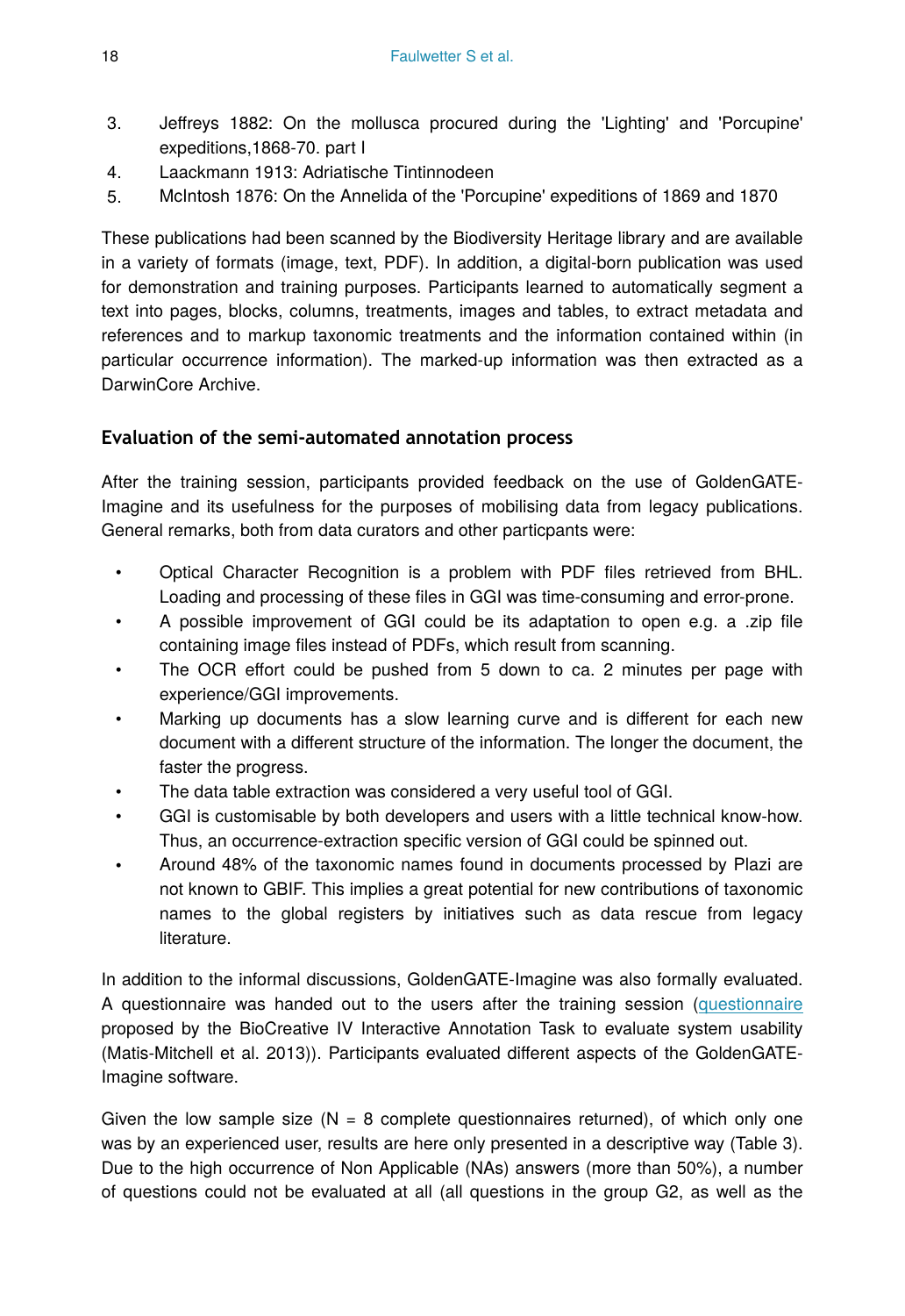3. Jeffreys 1882: On the mollusca procured during the 'Lighting' and 'Porcupine' expeditions,1868-70. part I
4. Laackmann 1913: Adriatische Tintinnodeen
5. McIntosh 1876: On the Annelida of the 'Porcupine' expeditions of 1869 and 1870

These publications had been scanned by the Biodiversity Heritage library and are available in a variety of formats (image, text, PDF). In addition, a digital-born publication was used for demonstration and training purposes. Participants learned to automatically segment a text into pages, blocks, columns, treatments, images and tables, to extract metadata and references and to markup taxonomic treatments and the information contained within (in particular occurrence information). The marked-up information was then extracted as a DarwinCore Archive.

### Evaluation of the semi-automated annotation process

After the training session, participants provided feedback on the use of GoldenGATE-Imagine and its usefulness for the purposes of mobilising data from legacy publications. General remarks, both from data curators and other particpants were:

- Optical Character Recognition is a problem with PDF files retrieved from BHL. Loading and processing of these files in GGI was time-consuming and error-prone.
- A possible improvement of GGI could be its adaptation to open e.g. a .zip file containing image files instead of PDFs, which result from scanning.
- The OCR effort could be pushed from 5 down to ca. 2 minutes per page with experience/GGI improvements.
- Marking up documents has a slow learning curve and is different for each new document with a different structure of the information. The longer the document, the faster the progress.
- The data table extraction was considered a very useful tool of GGI.
- GGI is customisable by both developers and users with a little technical know-how. Thus, an occurrence-extraction specific version of GGI could be spinned out.
- Around 48% of the taxonomic names found in documents processed by Plazi are not known to GBIF. This implies a great potential for new contributions of taxonomic names to the global registers by initiatives such as data rescue from legacy literature.

In addition to the informal discussions, GoldenGATE-Imagine was also formally evaluated. A questionnaire was handed out to the users after the training session (questionnaire proposed by the BioCreative IV Interactive Annotation Task to evaluate system usability (Matis-Mitchell et al. 2013)). Participants evaluated different aspects of the GoldenGATE-Imagine software.

Given the low sample size (N = 8 complete questionnaires returned), of which only one was by an experienced user, results are here only presented in a descriptive way (Table 3). Due to the high occurrence of Non Applicable (NAs) answers (more than 50%), a number of questions could not be evaluated at all (all questions in the group G2, as well as the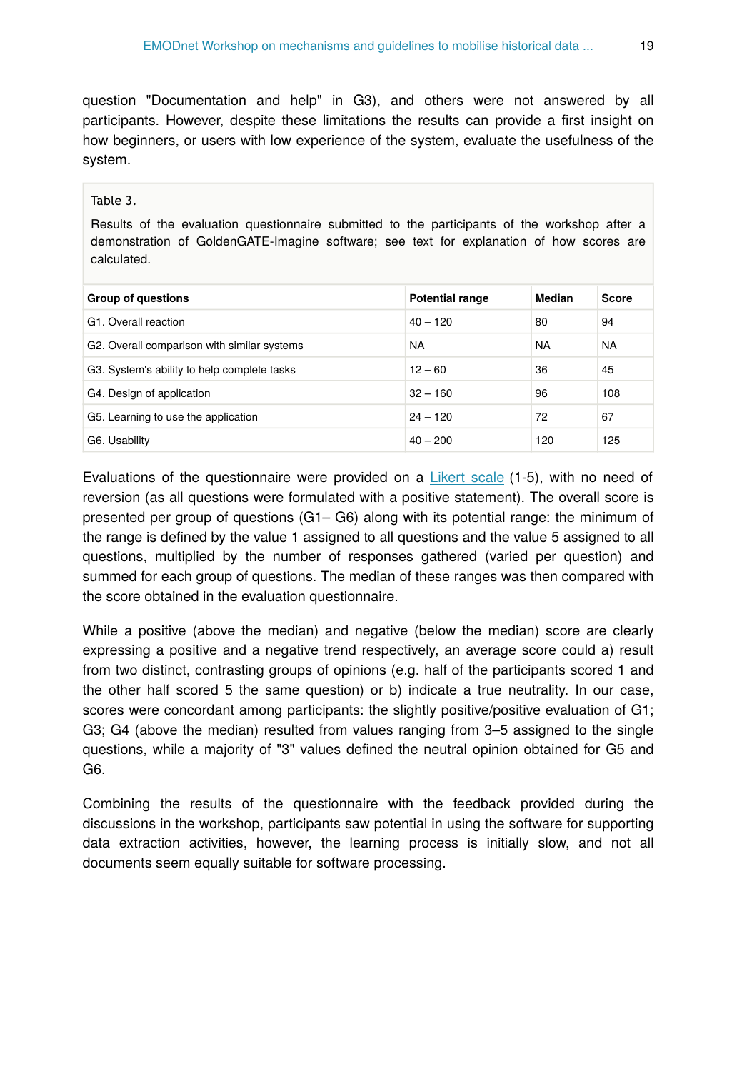question "Documentation and help" in G3), and others were not answered by all participants. However, despite these limitations the results can provide a first insight on how beginners, or users with low experience of the system, evaluate the usefulness of the system.

Table 3.

Results of the evaluation questionnaire submitted to the participants of the workshop after a demonstration of GoldenGATE-Imagine software; see text for explanation of how scores are calculated.

| Group of questions | Potential range | Median | Score |
|---|---|---|---|
| G1. Overall reaction | 40 – 120 | 80 | 94 |
| G2. Overall comparison with similar systems | NA | NA | NA |
| G3. System's ability to help complete tasks | 12 – 60 | 36 | 45 |
| G4. Design of application | 32 – 160 | 96 | 108 |
| G5. Learning to use the application | 24 – 120 | 72 | 67 |
| G6. Usability | 40 – 200 | 120 | 125 |

Evaluations of the questionnaire were provided on a Likert scale (1-5), with no need of reversion (as all questions were formulated with a positive statement). The overall score is presented per group of questions (G1– G6) along with its potential range: the minimum of the range is defined by the value 1 assigned to all questions and the value 5 assigned to all questions, multiplied by the number of responses gathered (varied per question) and summed for each group of questions. The median of these ranges was then compared with the score obtained in the evaluation questionnaire.

While a positive (above the median) and negative (below the median) score are clearly expressing a positive and a negative trend respectively, an average score could a) result from two distinct, contrasting groups of opinions (e.g. half of the participants scored 1 and the other half scored 5 the same question) or b) indicate a true neutrality. In our case, scores were concordant among participants: the slightly positive/positive evaluation of G1; G3; G4 (above the median) resulted from values ranging from 3–5 assigned to the single questions, while a majority of "3" values defined the neutral opinion obtained for G5 and G6.

Combining the results of the questionnaire with the feedback provided during the discussions in the workshop, participants saw potential in using the software for supporting data extraction activities, however, the learning process is initially slow, and not all documents seem equally suitable for software processing.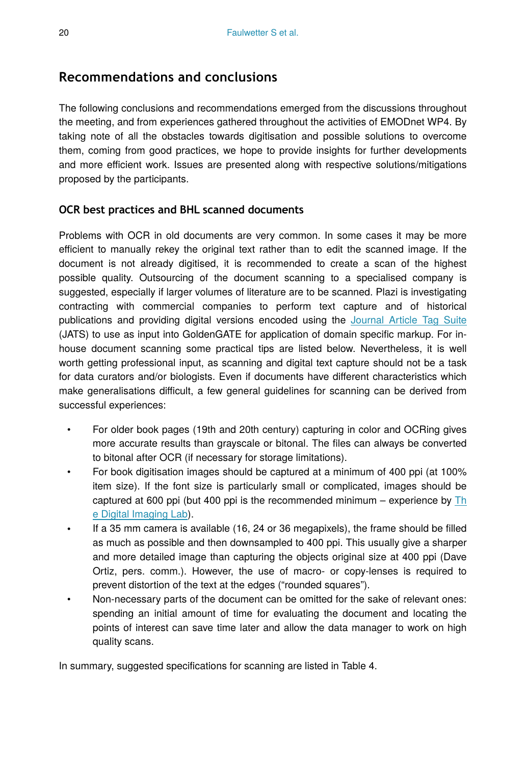## Recommendations and conclusions

The following conclusions and recommendations emerged from the discussions throughout the meeting, and from experiences gathered throughout the activities of EMODnet WP4. By taking note of all the obstacles towards digitisation and possible solutions to overcome them, coming from good practices, we hope to provide insights for further developments and more efficient work. Issues are presented along with respective solutions/mitigations proposed by the participants.

### OCR best practices and BHL scanned documents

Problems with OCR in old documents are very common. In some cases it may be more efficient to manually rekey the original text rather than to edit the scanned image. If the document is not already digitised, it is recommended to create a scan of the highest possible quality. Outsourcing of the document scanning to a specialised company is suggested, especially if larger volumes of literature are to be scanned. Plazi is investigating contracting with commercial companies to perform text capture and of historical publications and providing digital versions encoded using the Journal Article Tag Suite (JATS) to use as input into GoldenGATE for application of domain specific markup. For in-house document scanning some practical tips are listed below. Nevertheless, it is well worth getting professional input, as scanning and digital text capture should not be a task for data curators and/or biologists. Even if documents have different characteristics which make generalisations difficult, a few general guidelines for scanning can be derived from successful experiences:

- For older book pages (19th and 20th century) capturing in color and OCRing gives more accurate results than grayscale or bitonal. The files can always be converted to bitonal after OCR (if necessary for storage limitations).
- For book digitisation images should be captured at a minimum of 400 ppi (at 100% item size). If the font size is particularly small or complicated, images should be captured at 600 ppi (but 400 ppi is the recommended minimum – experience by The Digital Imaging Lab).
- If a 35 mm camera is available (16, 24 or 36 megapixels), the frame should be filled as much as possible and then downsampled to 400 ppi. This usually give a sharper and more detailed image than capturing the objects original size at 400 ppi (Dave Ortiz, pers. comm.). However, the use of macro- or copy-lenses is required to prevent distortion of the text at the edges ("rounded squares").
- Non-necessary parts of the document can be omitted for the sake of relevant ones: spending an initial amount of time for evaluating the document and locating the points of interest can save time later and allow the data manager to work on high quality scans.

In summary, suggested specifications for scanning are listed in Table 4.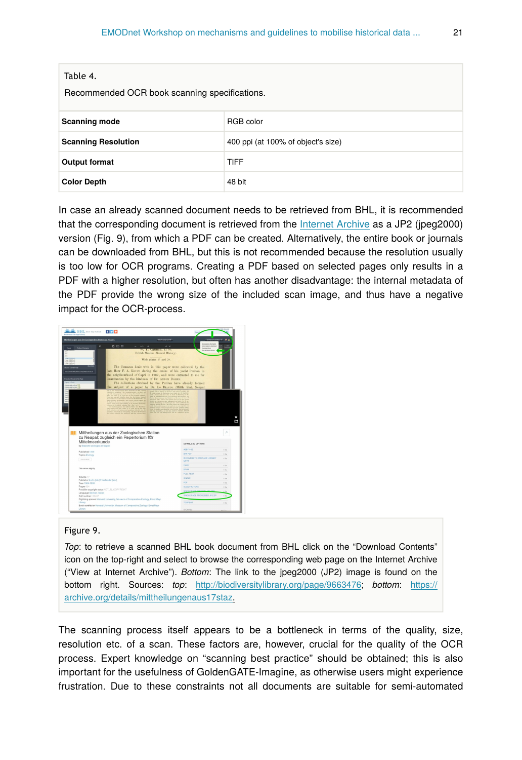Table 4.

Recommended OCR book scanning specifications.

| | |
|---|---|
| **Scanning mode** | RGB color |
| **Scanning Resolution** | 400 ppi (at 100% of object's size) |
| **Output format** | TIFF |
| **Color Depth** | 48 bit |

In case an already scanned document needs to be retrieved from BHL, it is recommended that the corresponding document is retrieved from the Internet Archive as a JP2 (jpeg2000) version (Fig. 9), from which a PDF can be created. Alternatively, the entire book or journals can be downloaded from BHL, but this is not recommended because the resolution usually is too low for OCR programs. Creating a PDF based on selected pages only results in a PDF with a higher resolution, but often has another disadvantage: the internal metadata of the PDF provide the wrong size of the included scan image, and thus have a negative impact for the OCR-process.

Figure 9.

*Top*: to retrieve a scanned BHL book document from BHL click on the "Download Contents" icon on the top-right and select to browse the corresponding web page on the Internet Archive ("View at Internet Archive"). *Bottom*: The link to the jpeg2000 (JP2) image is found on the bottom right. Sources: *top*: http://biodiversitylibrary.org/page/9663476; *bottom*: https://archive.org/details/mittheilungenaus17staz.

The scanning process itself appears to be a bottleneck in terms of the quality, size, resolution etc. of a scan. These factors are, however, crucial for the quality of the OCR process. Expert knowledge on "scanning best practice" should be obtained; this is also important for the usefulness of GoldenGATE-Imagine, as otherwise users might experience frustration. Due to these constraints not all documents are suitable for semi-automated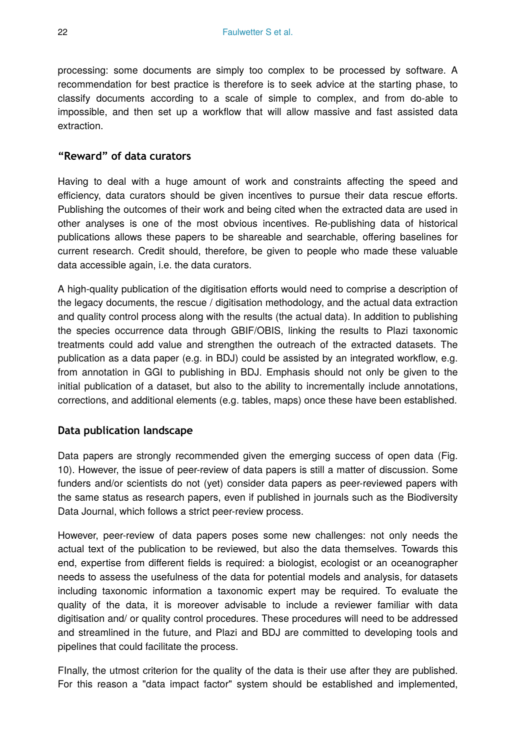processing: some documents are simply too complex to be processed by software. A recommendation for best practice is therefore is to seek advice at the starting phase, to classify documents according to a scale of simple to complex, and from do-able to impossible, and then set up a workflow that will allow massive and fast assisted data extraction.

### "Reward" of data curators

Having to deal with a huge amount of work and constraints affecting the speed and efficiency, data curators should be given incentives to pursue their data rescue efforts. Publishing the outcomes of their work and being cited when the extracted data are used in other analyses is one of the most obvious incentives. Re-publishing data of historical publications allows these papers to be shareable and searchable, offering baselines for current research. Credit should, therefore, be given to people who made these valuable data accessible again, i.e. the data curators.

A high-quality publication of the digitisation efforts would need to comprise a description of the legacy documents, the rescue / digitisation methodology, and the actual data extraction and quality control process along with the results (the actual data). In addition to publishing the species occurrence data through GBIF/OBIS, linking the results to Plazi taxonomic treatments could add value and strengthen the outreach of the extracted datasets. The publication as a data paper (e.g. in BDJ) could be assisted by an integrated workflow, e.g. from annotation in GGI to publishing in BDJ. Emphasis should not only be given to the initial publication of a dataset, but also to the ability to incrementally include annotations, corrections, and additional elements (e.g. tables, maps) once these have been established.

### Data publication landscape

Data papers are strongly recommended given the emerging success of open data (Fig. 10). However, the issue of peer-review of data papers is still a matter of discussion. Some funders and/or scientists do not (yet) consider data papers as peer-reviewed papers with the same status as research papers, even if published in journals such as the Biodiversity Data Journal, which follows a strict peer-review process.

However, peer-review of data papers poses some new challenges: not only needs the actual text of the publication to be reviewed, but also the data themselves. Towards this end, expertise from different fields is required: a biologist, ecologist or an oceanographer needs to assess the usefulness of the data for potential models and analysis, for datasets including taxonomic information a taxonomic expert may be required. To evaluate the quality of the data, it is moreover advisable to include a reviewer familiar with data digitisation and/ or quality control procedures. These procedures will need to be addressed and streamlined in the future, and Plazi and BDJ are committed to developing tools and pipelines that could facilitate the process.

FInally, the utmost criterion for the quality of the data is their use after they are published. For this reason a "data impact factor" system should be established and implemented,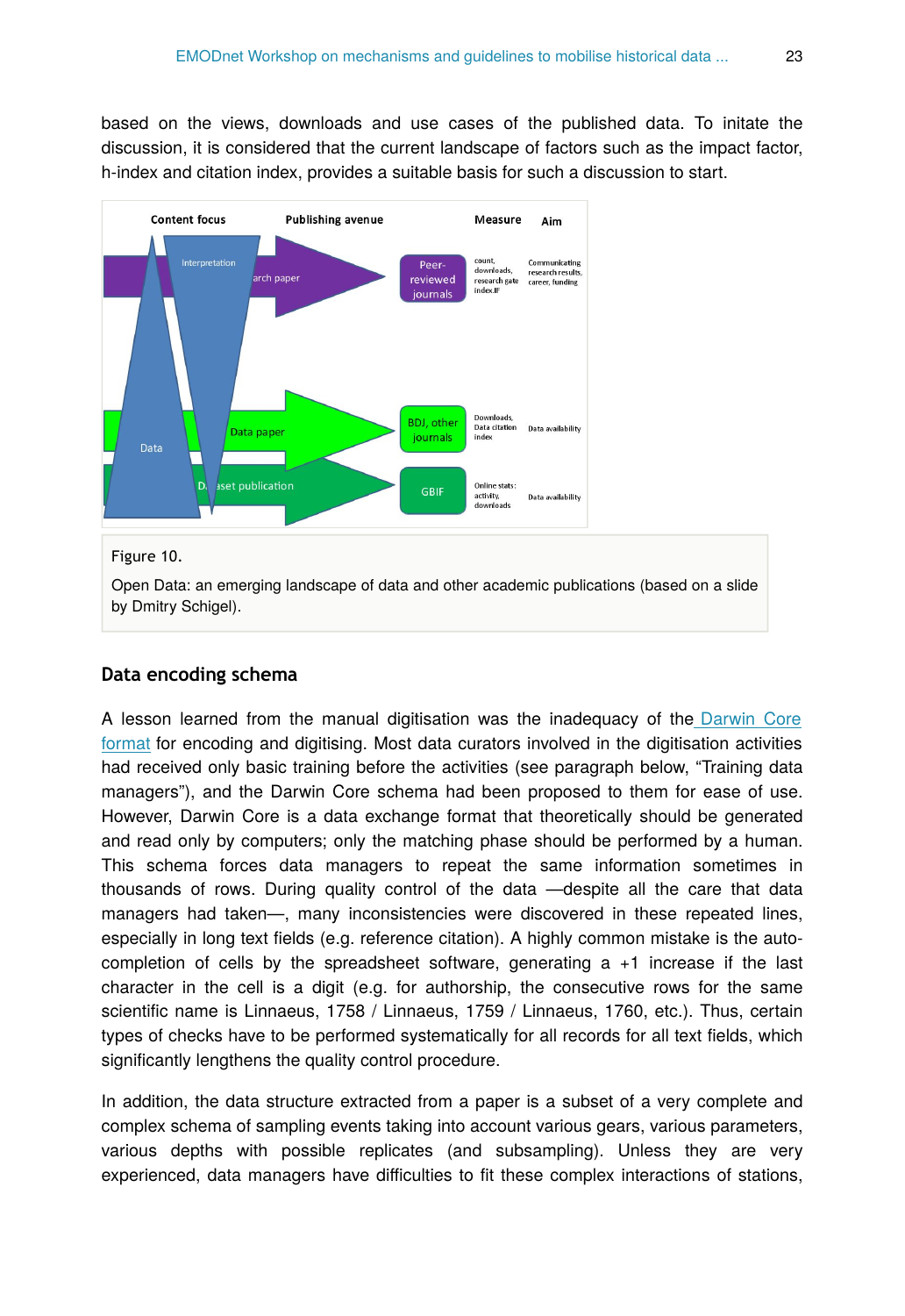based on the views, downloads and use cases of the published data. To initate the discussion, it is considered that the current landscape of factors such as the impact factor, h-index and citation index, provides a suitable basis for such a discussion to start.

Figure 10.

Open Data: an emerging landscape of data and other academic publications (based on a slide by Dmitry Schigel).

### Data encoding schema

A lesson learned from the manual digitisation was the inadequacy of the Darwin Core format for encoding and digitising. Most data curators involved in the digitisation activities had received only basic training before the activities (see paragraph below, "Training data managers"), and the Darwin Core schema had been proposed to them for ease of use. However, Darwin Core is a data exchange format that theoretically should be generated and read only by computers; only the matching phase should be performed by a human. This schema forces data managers to repeat the same information sometimes in thousands of rows. During quality control of the data —despite all the care that data managers had taken—, many inconsistencies were discovered in these repeated lines, especially in long text fields (e.g. reference citation). A highly common mistake is the auto-completion of cells by the spreadsheet software, generating a +1 increase if the last character in the cell is a digit (e.g. for authorship, the consecutive rows for the same scientific name is Linnaeus, 1758 / Linnaeus, 1759 / Linnaeus, 1760, etc.). Thus, certain types of checks have to be performed systematically for all records for all text fields, which significantly lengthens the quality control procedure.

In addition, the data structure extracted from a paper is a subset of a very complete and complex schema of sampling events taking into account various gears, various parameters, various depths with possible replicates (and subsampling). Unless they are very experienced, data managers have difficulties to fit these complex interactions of stations,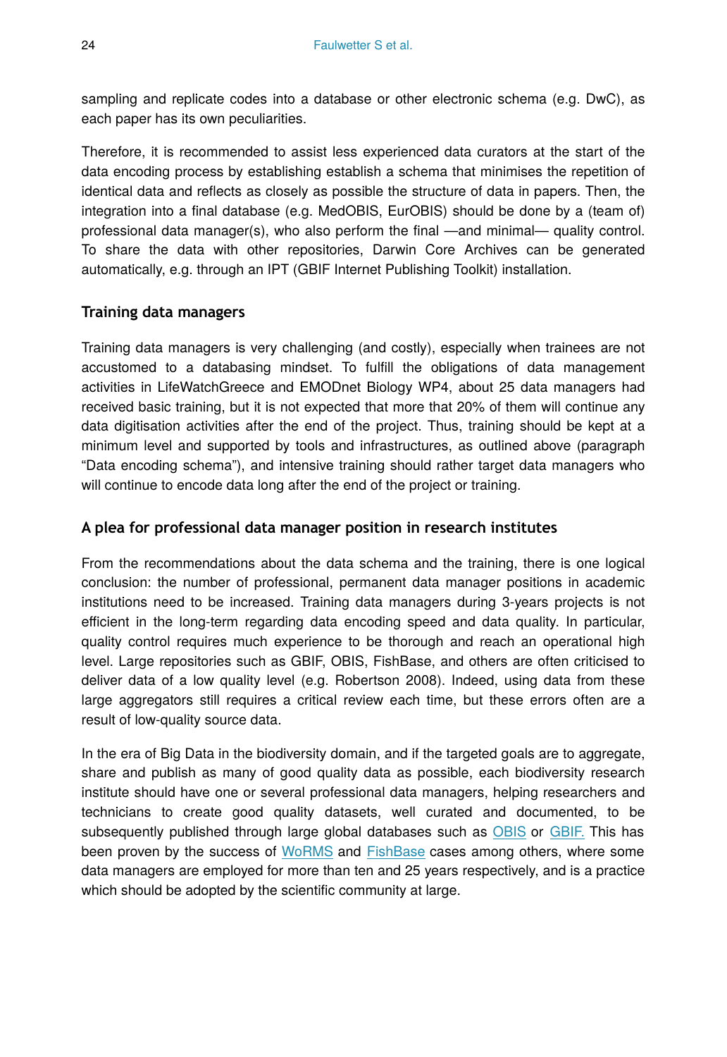sampling and replicate codes into a database or other electronic schema (e.g. DwC), as each paper has its own peculiarities.

Therefore, it is recommended to assist less experienced data curators at the start of the data encoding process by establishing establish a schema that minimises the repetition of identical data and reflects as closely as possible the structure of data in papers. Then, the integration into a final database (e.g. MedOBIS, EurOBIS) should be done by a (team of) professional data manager(s), who also perform the final —and minimal— quality control. To share the data with other repositories, Darwin Core Archives can be generated automatically, e.g. through an IPT (GBIF Internet Publishing Toolkit) installation.

### Training data managers

Training data managers is very challenging (and costly), especially when trainees are not accustomed to a databasing mindset. To fulfill the obligations of data management activities in LifeWatchGreece and EMODnet Biology WP4, about 25 data managers had received basic training, but it is not expected that more that 20% of them will continue any data digitisation activities after the end of the project. Thus, training should be kept at a minimum level and supported by tools and infrastructures, as outlined above (paragraph "Data encoding schema"), and intensive training should rather target data managers who will continue to encode data long after the end of the project or training.

### A plea for professional data manager position in research institutes

From the recommendations about the data schema and the training, there is one logical conclusion: the number of professional, permanent data manager positions in academic institutions need to be increased. Training data managers during 3-years projects is not efficient in the long-term regarding data encoding speed and data quality. In particular, quality control requires much experience to be thorough and reach an operational high level. Large repositories such as GBIF, OBIS, FishBase, and others are often criticised to deliver data of a low quality level (e.g. Robertson 2008). Indeed, using data from these large aggregators still requires a critical review each time, but these errors often are a result of low-quality source data.

In the era of Big Data in the biodiversity domain, and if the targeted goals are to aggregate, share and publish as many of good quality data as possible, each biodiversity research institute should have one or several professional data managers, helping researchers and technicians to create good quality datasets, well curated and documented, to be subsequently published through large global databases such as OBIS or GBIF. This has been proven by the success of WoRMS and FishBase cases among others, where some data managers are employed for more than ten and 25 years respectively, and is a practice which should be adopted by the scientific community at large.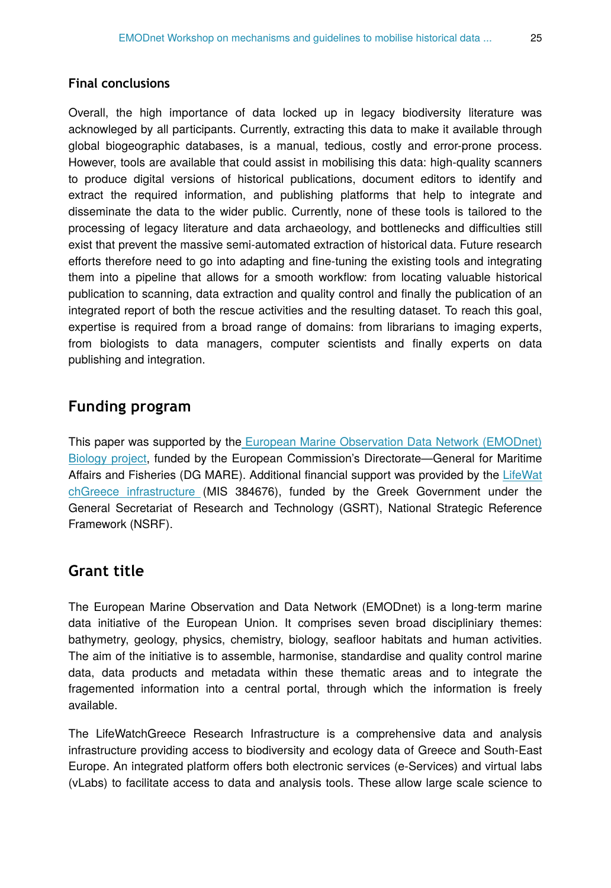### Final conclusions

Overall, the high importance of data locked up in legacy biodiversity literature was acknowleged by all participants. Currently, extracting this data to make it available through global biogeographic databases, is a manual, tedious, costly and error-prone process. However, tools are available that could assist in mobilising this data: high-quality scanners to produce digital versions of historical publications, document editors to identify and extract the required information, and publishing platforms that help to integrate and disseminate the data to the wider public. Currently, none of these tools is tailored to the processing of legacy literature and data archaeology, and bottlenecks and difficulties still exist that prevent the massive semi-automated extraction of historical data. Future research efforts therefore need to go into adapting and fine-tuning the existing tools and integrating them into a pipeline that allows for a smooth workflow: from locating valuable historical publication to scanning, data extraction and quality control and finally the publication of an integrated report of both the rescue activities and the resulting dataset. To reach this goal, expertise is required from a broad range of domains: from librarians to imaging experts, from biologists to data managers, computer scientists and finally experts on data publishing and integration.

## Funding program

This paper was supported by the European Marine Observation Data Network (EMODnet) Biology project, funded by the European Commission's Directorate—General for Maritime Affairs and Fisheries (DG MARE). Additional financial support was provided by the LifeWatchGreece infrastructure (MIS 384676), funded by the Greek Government under the General Secretariat of Research and Technology (GSRT), National Strategic Reference Framework (NSRF).

## Grant title

The European Marine Observation and Data Network (EMODnet) is a long-term marine data initiative of the European Union. It comprises seven broad discipliniary themes: bathymetry, geology, physics, chemistry, biology, seafloor habitats and human activities. The aim of the initiative is to assemble, harmonise, standardise and quality control marine data, data products and metadata within these thematic areas and to integrate the fragemented information into a central portal, through which the information is freely available.

The LifeWatchGreece Research Infrastructure is a comprehensive data and analysis infrastructure providing access to biodiversity and ecology data of Greece and South-East Europe. An integrated platform offers both electronic services (e-Services) and virtual labs (vLabs) to facilitate access to data and analysis tools. These allow large scale science to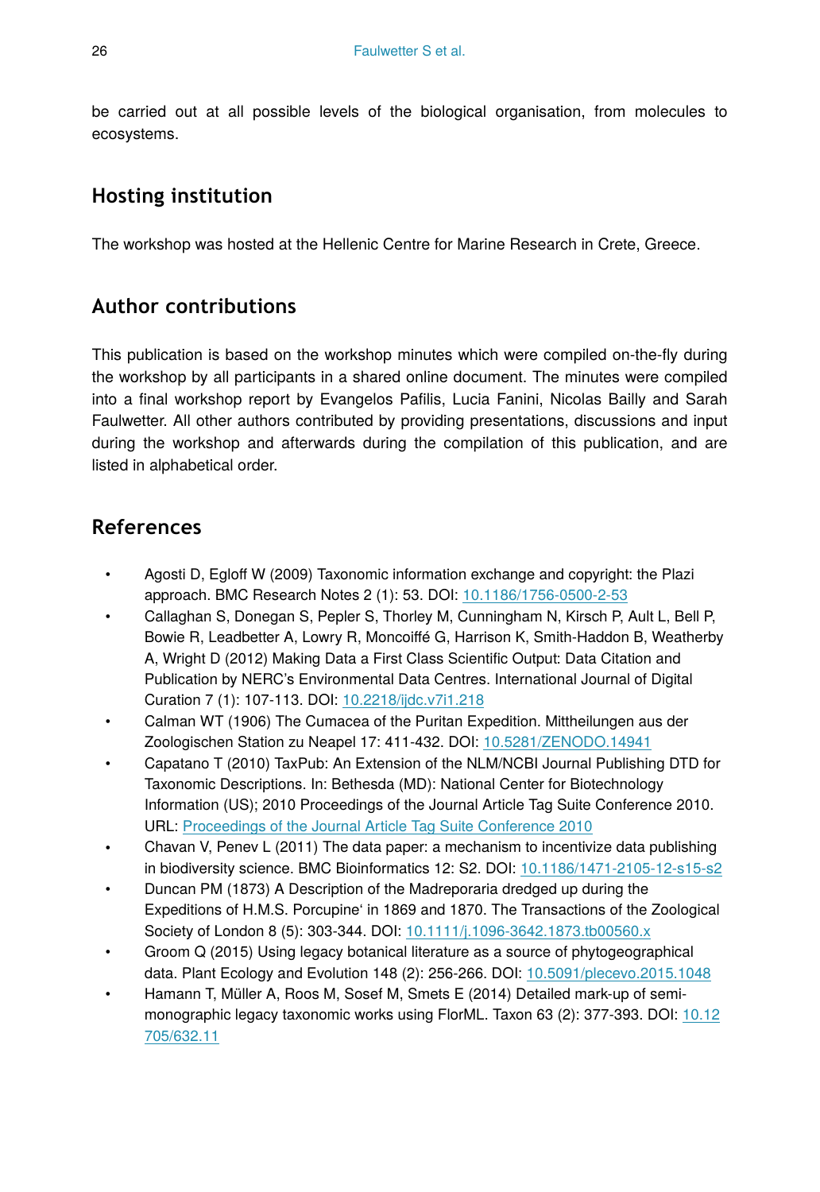be carried out at all possible levels of the biological organisation, from molecules to ecosystems.

## Hosting institution

The workshop was hosted at the Hellenic Centre for Marine Research in Crete, Greece.

## Author contributions

This publication is based on the workshop minutes which were compiled on-the-fly during the workshop by all participants in a shared online document. The minutes were compiled into a final workshop report by Evangelos Pafilis, Lucia Fanini, Nicolas Bailly and Sarah Faulwetter. All other authors contributed by providing presentations, discussions and input during the workshop and afterwards during the compilation of this publication, and are listed in alphabetical order.

## References

- Agosti D, Egloff W (2009) Taxonomic information exchange and copyright: the Plazi approach. BMC Research Notes 2 (1): 53. DOI: 10.1186/1756-0500-2-53
- Callaghan S, Donegan S, Pepler S, Thorley M, Cunningham N, Kirsch P, Ault L, Bell P, Bowie R, Leadbetter A, Lowry R, Moncoiffé G, Harrison K, Smith-Haddon B, Weatherby A, Wright D (2012) Making Data a First Class Scientific Output: Data Citation and Publication by NERC's Environmental Data Centres. International Journal of Digital Curation 7 (1): 107-113. DOI: 10.2218/ijdc.v7i1.218
- Calman WT (1906) The Cumacea of the Puritan Expedition. Mittheilungen aus der Zoologischen Station zu Neapel 17: 411-432. DOI: 10.5281/ZENODO.14941
- Capatano T (2010) TaxPub: An Extension of the NLM/NCBI Journal Publishing DTD for Taxonomic Descriptions. In: Bethesda (MD): National Center for Biotechnology Information (US); 2010 Proceedings of the Journal Article Tag Suite Conference 2010. URL: Proceedings of the Journal Article Tag Suite Conference 2010
- Chavan V, Penev L (2011) The data paper: a mechanism to incentivize data publishing in biodiversity science. BMC Bioinformatics 12: S2. DOI: 10.1186/1471-2105-12-s15-s2
- Duncan PM (1873) A Description of the Madreporaria dredged up during the Expeditions of H.M.S. Porcupine' in 1869 and 1870. The Transactions of the Zoological Society of London 8 (5): 303-344. DOI: 10.1111/j.1096-3642.1873.tb00560.x
- Groom Q (2015) Using legacy botanical literature as a source of phytogeographical data. Plant Ecology and Evolution 148 (2): 256-266. DOI: 10.5091/plecevo.2015.1048
- Hamann T, Müller A, Roos M, Sosef M, Smets E (2014) Detailed mark-up of semi-monographic legacy taxonomic works using FlorML. Taxon 63 (2): 377-393. DOI: 10.12705/632.11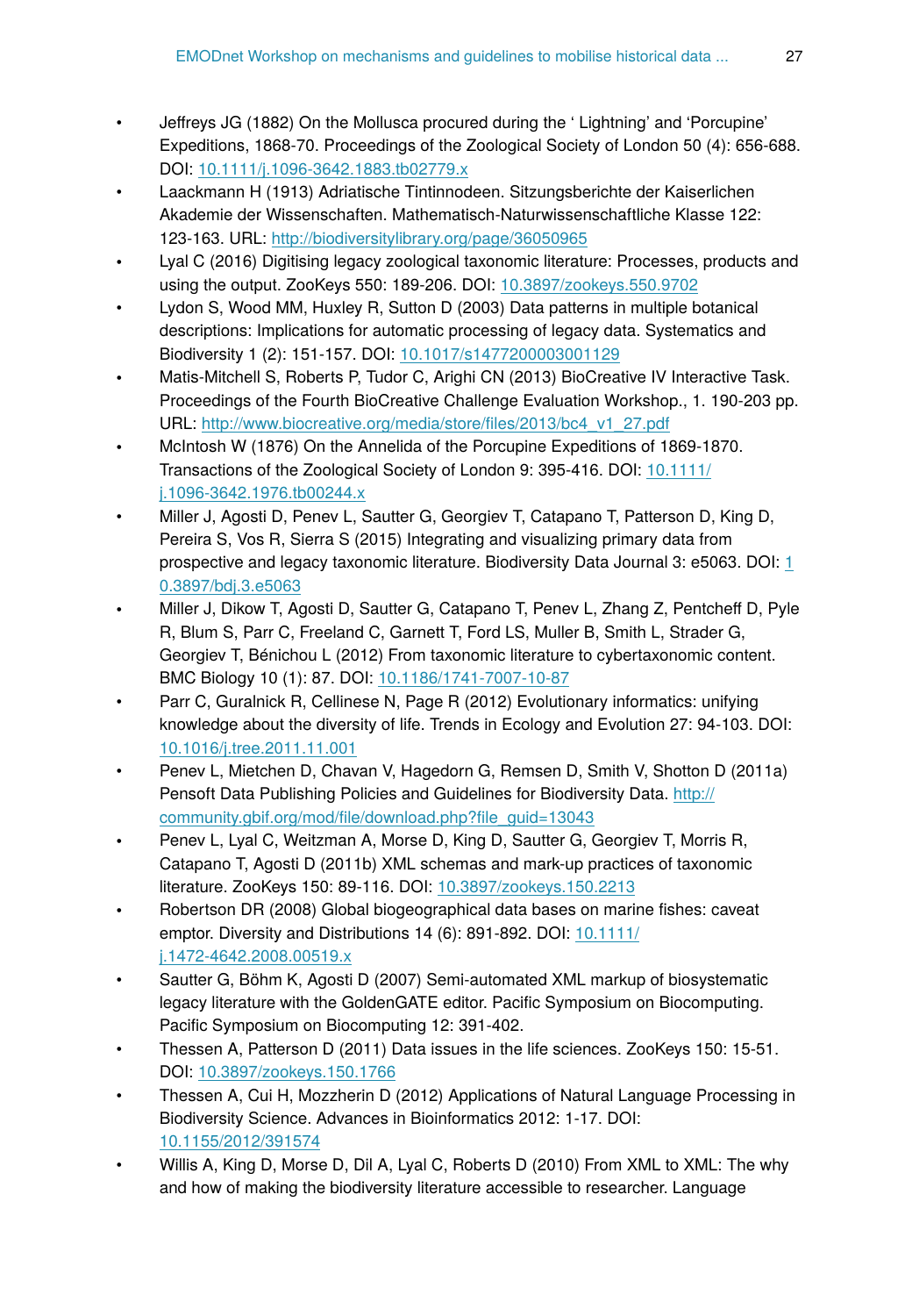- Jeffreys JG (1882) On the Mollusca procured during the ' Lightning' and 'Porcupine' Expeditions, 1868-70. Proceedings of the Zoological Society of London 50 (4): 656-688. DOI: 10.1111/j.1096-3642.1883.tb02779.x
- Laackmann H (1913) Adriatische Tintinnodeen. Sitzungsberichte der Kaiserlichen Akademie der Wissenschaften. Mathematisch-Naturwissenschaftliche Klasse 122: 123-163. URL: http://biodiversitylibrary.org/page/36050965
- Lyal C (2016) Digitising legacy zoological taxonomic literature: Processes, products and using the output. ZooKeys 550: 189-206. DOI: 10.3897/zookeys.550.9702
- Lydon S, Wood MM, Huxley R, Sutton D (2003) Data patterns in multiple botanical descriptions: Implications for automatic processing of legacy data. Systematics and Biodiversity 1 (2): 151-157. DOI: 10.1017/s1477200003001129
- Matis-Mitchell S, Roberts P, Tudor C, Arighi CN (2013) BioCreative IV Interactive Task. Proceedings of the Fourth BioCreative Challenge Evaluation Workshop., 1. 190-203 pp. URL: http://www.biocreative.org/media/store/files/2013/bc4_v1_27.pdf
- McIntosh W (1876) On the Annelida of the Porcupine Expeditions of 1869-1870. Transactions of the Zoological Society of London 9: 395-416. DOI: 10.1111/j.1096-3642.1976.tb00244.x
- Miller J, Agosti D, Penev L, Sautter G, Georgiev T, Catapano T, Patterson D, King D, Pereira S, Vos R, Sierra S (2015) Integrating and visualizing primary data from prospective and legacy taxonomic literature. Biodiversity Data Journal 3: e5063. DOI: 10.3897/bdj.3.e5063
- Miller J, Dikow T, Agosti D, Sautter G, Catapano T, Penev L, Zhang Z, Pentcheff D, Pyle R, Blum S, Parr C, Freeland C, Garnett T, Ford LS, Muller B, Smith L, Strader G, Georgiev T, Bénichou L (2012) From taxonomic literature to cybertaxonomic content. BMC Biology 10 (1): 87. DOI: 10.1186/1741-7007-10-87
- Parr C, Guralnick R, Cellinese N, Page R (2012) Evolutionary informatics: unifying knowledge about the diversity of life. Trends in Ecology and Evolution 27: 94-103. DOI: 10.1016/j.tree.2011.11.001
- Penev L, Mietchen D, Chavan V, Hagedorn G, Remsen D, Smith V, Shotton D (2011a) Pensoft Data Publishing Policies and Guidelines for Biodiversity Data. http://community.gbif.org/mod/file/download.php?file_guid=13043
- Penev L, Lyal C, Weitzman A, Morse D, King D, Sautter G, Georgiev T, Morris R, Catapano T, Agosti D (2011b) XML schemas and mark-up practices of taxonomic literature. ZooKeys 150: 89-116. DOI: 10.3897/zookeys.150.2213
- Robertson DR (2008) Global biogeographical data bases on marine fishes: caveat emptor. Diversity and Distributions 14 (6): 891-892. DOI: 10.1111/j.1472-4642.2008.00519.x
- Sautter G, Böhm K, Agosti D (2007) Semi-automated XML markup of biosystematic legacy literature with the GoldenGATE editor. Pacific Symposium on Biocomputing. Pacific Symposium on Biocomputing 12: 391-402.
- Thessen A, Patterson D (2011) Data issues in the life sciences. ZooKeys 150: 15-51. DOI: 10.3897/zookeys.150.1766
- Thessen A, Cui H, Mozzherin D (2012) Applications of Natural Language Processing in Biodiversity Science. Advances in Bioinformatics 2012: 1-17. DOI: 10.1155/2012/391574
- Willis A, King D, Morse D, Dil A, Lyal C, Roberts D (2010) From XML to XML: The why and how of making the biodiversity literature accessible to researcher. Language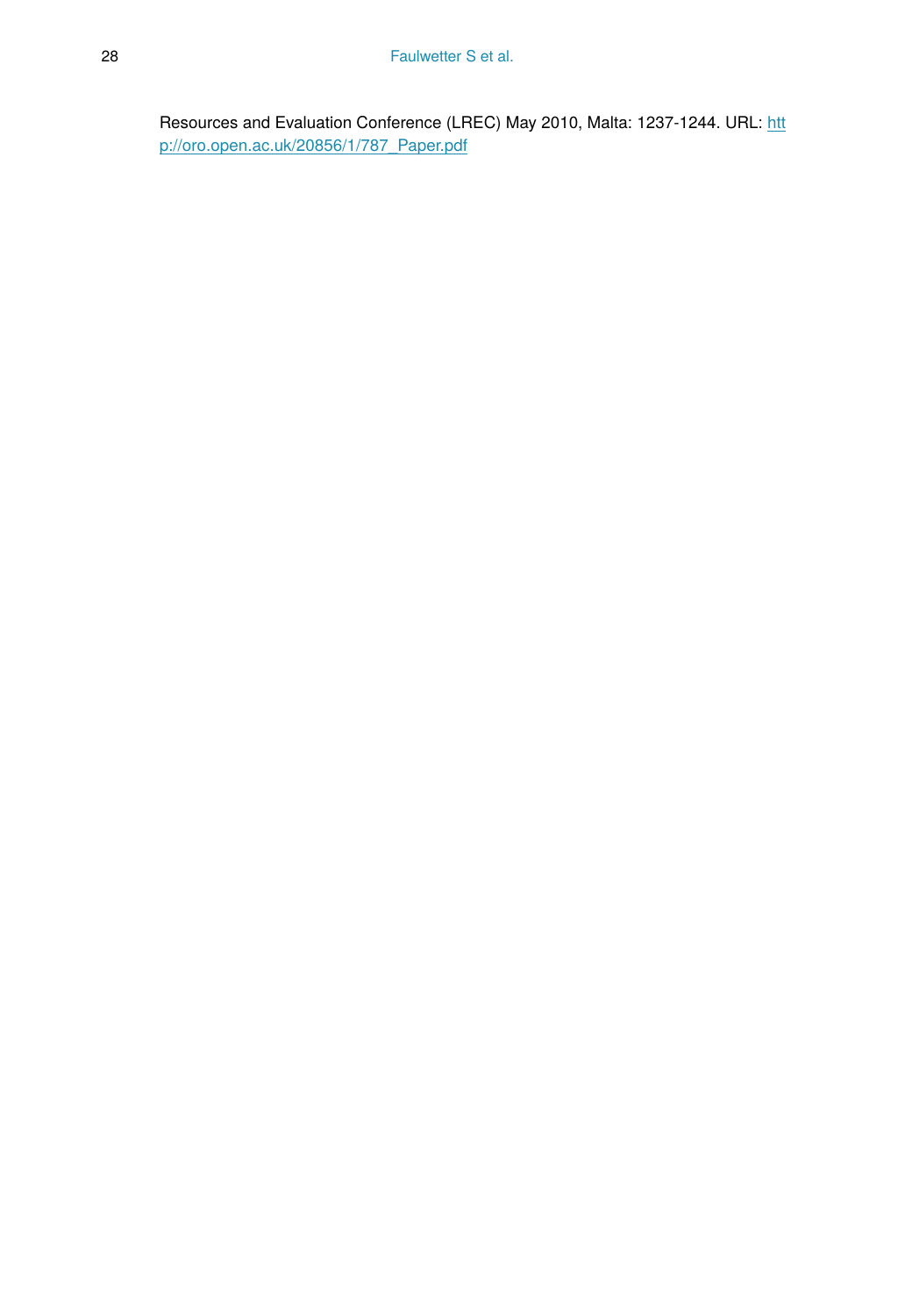Resources and Evaluation Conference (LREC) May 2010, Malta: 1237-1244. URL: http://oro.open.ac.uk/20856/1/787_Paper.pdf